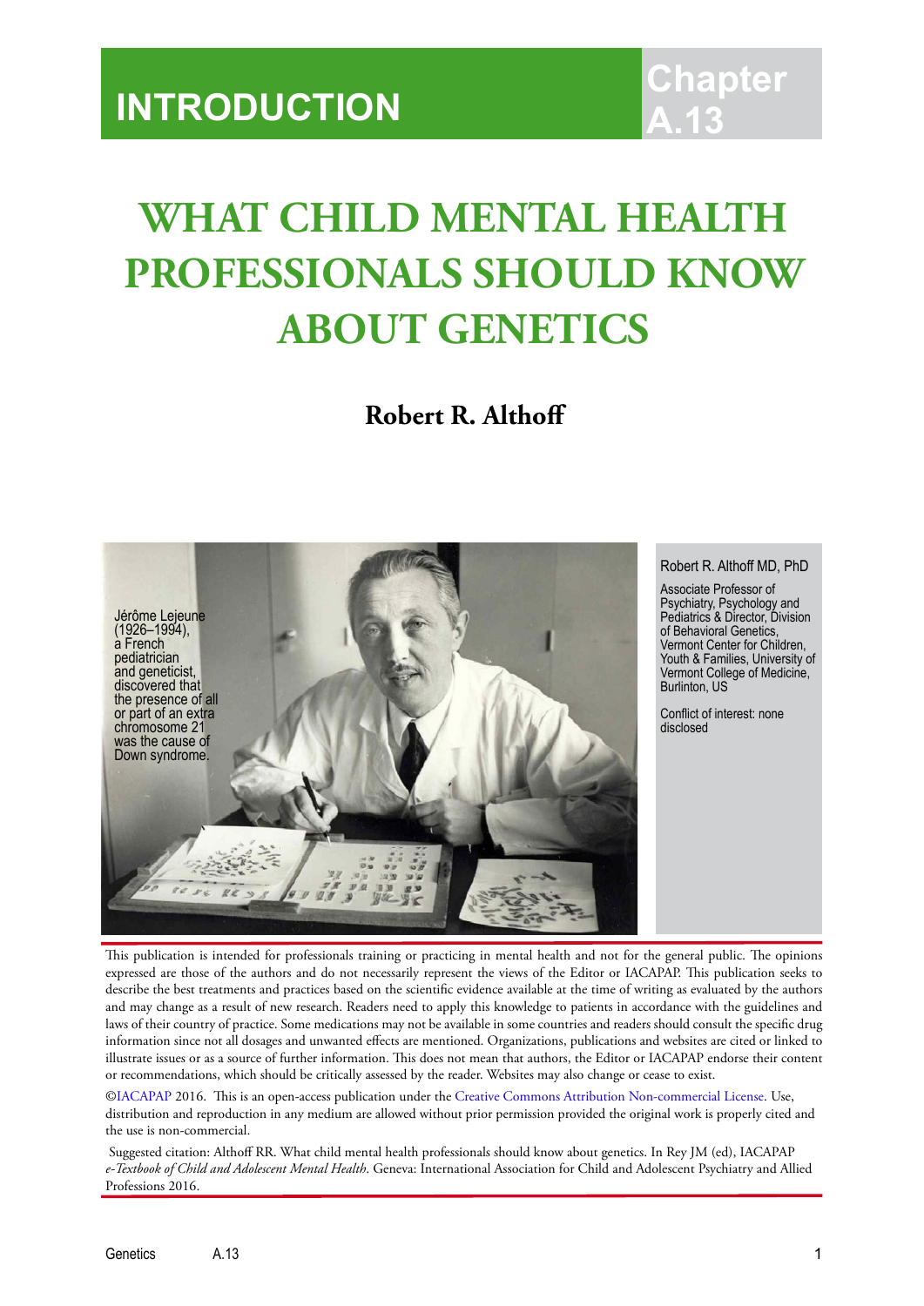INTRODUCTION

Chapter A.13

# WHAT CHILD MENTAL HEALTH PROFESSIONALS SHOULD KNOW ABOUT GENETICS

**Robert R. Althoff**

Jérôme Lejeune (1926–1994), a French pediatrician and geneticist, discovered that the presence of all or part of an extra chromosome 21 was the cause of Down syndrome.

Robert R. Althoff MD, PhD

Associate Professor of Psychiatry, Psychology and Pediatrics & Director, Division of Behavioral Genetics, Vermont Center for Children, Youth & Families, University of Vermont College of Medicine, Burlington, US

Conflict of interest: none disclosed

This publication is intended for professionals training or practicing in mental health and not for the general public. The opinions expressed are those of the authors and do not necessarily represent the views of the Editor or IACAPAP. This publication seeks to describe the best treatments and practices based on the scientific evidence available at the time of writing as evaluated by the authors and may change as a result of new research. Readers need to apply this knowledge to patients in accordance with the guidelines and laws of their country of practice. Some medications may not be available in some countries and readers should consult the specific drug information since not all dosages and unwanted effects are mentioned. Organizations, publications and websites are cited or linked to illustrate issues or as a source of further information. This does not mean that authors, the Editor or IACAPAP endorse their content or recommendations, which should be critically assessed by the reader. Websites may also change or cease to exist.

©IACAPAP 2016. This is an open-access publication under the Creative Commons Attribution Non-commercial License. Use, distribution and reproduction in any medium are allowed without prior permission provided the original work is properly cited and the use is non-commercial.

Suggested citation: Althoff RR. What child mental health professionals should know about genetics. In Rey JM (ed), IACAPAP *e-Textbook of Child and Adolescent Mental Health*. Geneva: International Association for Child and Adolescent Psychiatry and Allied Professions 2016.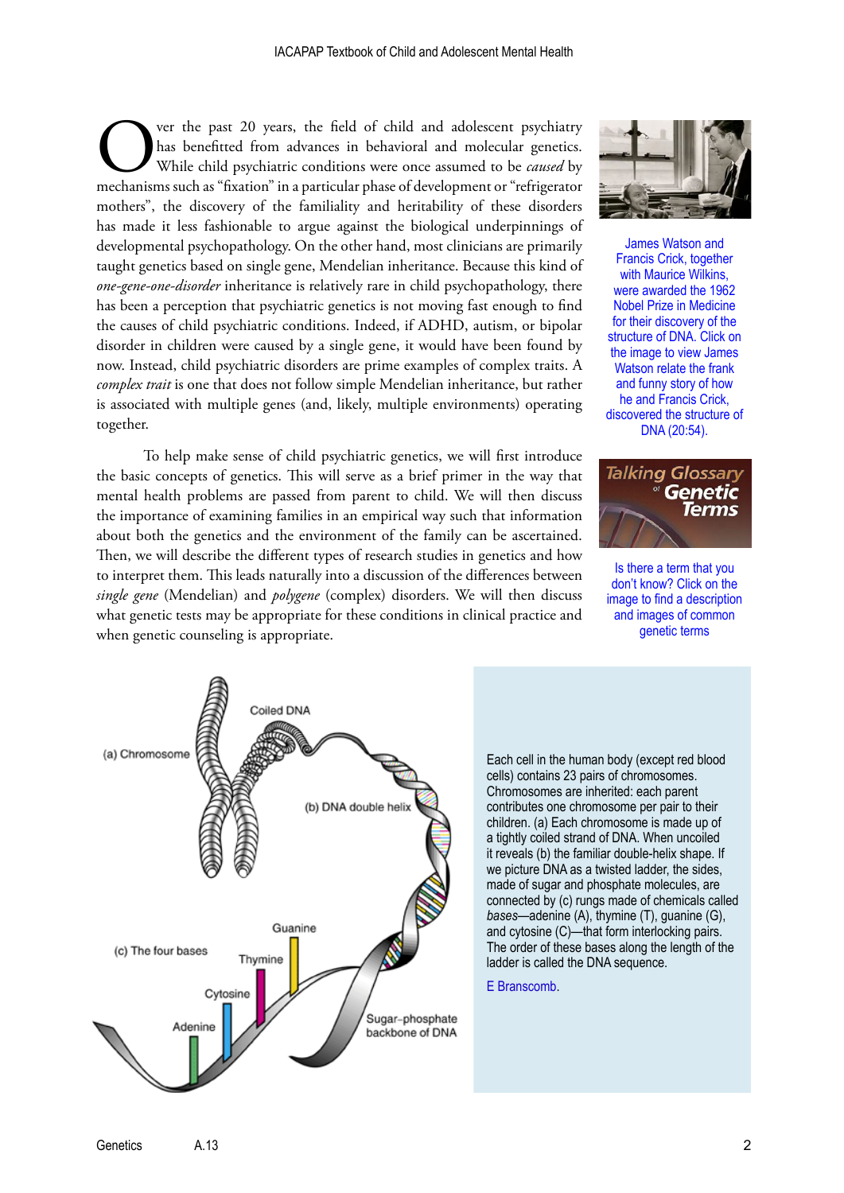Over the past 20 years, the field of child and adolescent psychiatry has benefitted from advances in behavioral and molecular genetics. While child psychiatric conditions were once assumed to be *caused* by mechanisms such as "fixation" in a particular phase of development or "refrigerator mothers", the discovery of the familiality and heritability of these disorders has made it less fashionable to argue against the biological underpinnings of developmental psychopathology. On the other hand, most clinicians are primarily taught genetics based on single gene, Mendelian inheritance. Because this kind of *one-gene-one-disorder* inheritance is relatively rare in child psychopathology, there has been a perception that psychiatric genetics is not moving fast enough to find the causes of child psychiatric conditions. Indeed, if ADHD, autism, or bipolar disorder in children were caused by a single gene, it would have been found by now. Instead, child psychiatric disorders are prime examples of complex traits. A *complex trait* is one that does not follow simple Mendelian inheritance, but rather is associated with multiple genes (and, likely, multiple environments) operating together.

To help make sense of child psychiatric genetics, we will first introduce the basic concepts of genetics. This will serve as a brief primer in the way that mental health problems are passed from parent to child. We will then discuss the importance of examining families in an empirical way such that information about both the genetics and the environment of the family can be ascertained. Then, we will describe the different types of research studies in genetics and how to interpret them. This leads naturally into a discussion of the differences between *single gene* (Mendelian) and *polygene* (complex) disorders. We will then discuss what genetic tests may be appropriate for these conditions in clinical practice and when genetic counseling is appropriate.

James Watson and Francis Crick, together with Maurice Wilkins, were awarded the 1962 Nobel Prize in Medicine for their discovery of the structure of DNA. Click on the image to view James Watson relate the frank and funny story of how he and Francis Crick, discovered the structure of DNA (20:54).

Talking Glossary of Genetic Terms

Is there a term that you don't know? Click on the image to find a description and images of common genetic terms

Each cell in the human body (except red blood cells) contains 23 pairs of chromosomes. Chromosomes are inherited: each parent contributes one chromosome per pair to their children. (a) Each chromosome is made up of a tightly coiled strand of DNA. When uncoiled it reveals (b) the familiar double-helix shape. If we picture DNA as a twisted ladder, the sides, made of sugar and phosphate molecules, are connected by (c) rungs made of chemicals called *bases*—adenine (A), thymine (T), guanine (G), and cytosine (C)—that form interlocking pairs. The order of these bases along the length of the ladder is called the DNA sequence.

E Branscomb.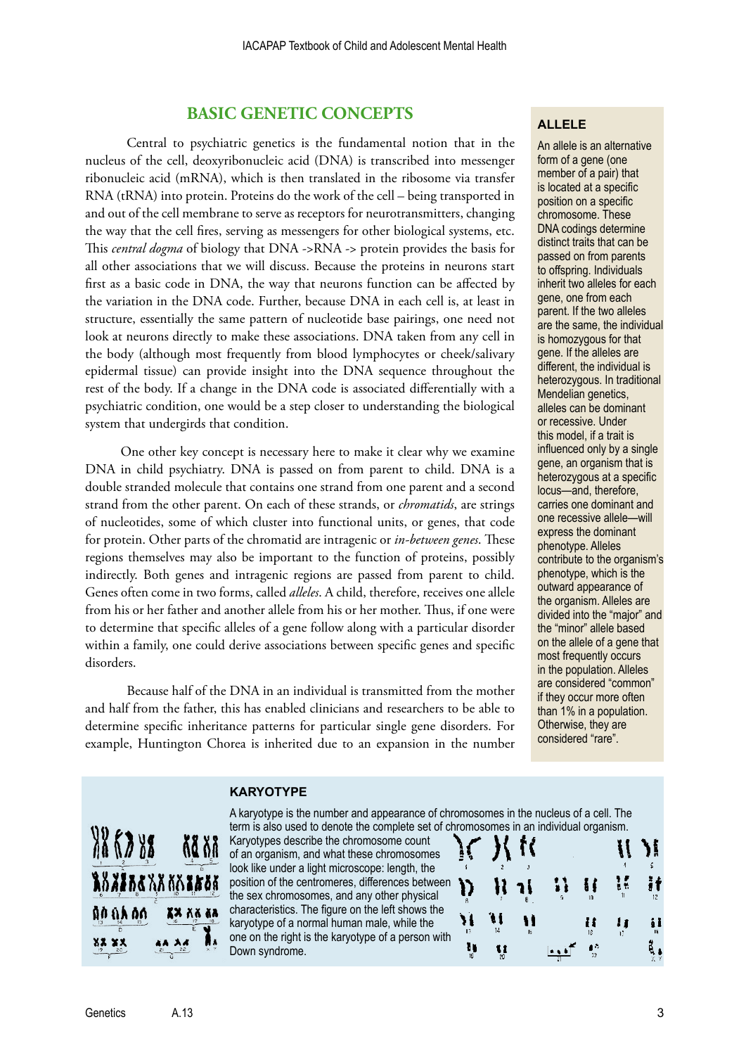## BASIC GENETIC CONCEPTS

Central to psychiatric genetics is the fundamental notion that in the nucleus of the cell, deoxyribonucleic acid (DNA) is transcribed into messenger ribonucleic acid (mRNA), which is then translated in the ribosome via transfer RNA (tRNA) into protein. Proteins do the work of the cell – being transported in and out of the cell membrane to serve as receptors for neurotransmitters, changing the way that the cell fires, serving as messengers for other biological systems, etc. This *central dogma* of biology that DNA ->RNA -> protein provides the basis for all other associations that we will discuss. Because the proteins in neurons start first as a basic code in DNA, the way that neurons function can be affected by the variation in the DNA code. Further, because DNA in each cell is, at least in structure, essentially the same pattern of nucleotide base pairings, one need not look at neurons directly to make these associations. DNA taken from any cell in the body (although most frequently from blood lymphocytes or cheek/salivary epidermal tissue) can provide insight into the DNA sequence throughout the rest of the body. If a change in the DNA code is associated differentially with a psychiatric condition, one would be a step closer to understanding the biological system that undergirds that condition.

One other key concept is necessary here to make it clear why we examine DNA in child psychiatry. DNA is passed on from parent to child. DNA is a double stranded molecule that contains one strand from one parent and a second strand from the other parent. On each of these strands, or *chromatids*, are strings of nucleotides, some of which cluster into functional units, or genes, that code for protein. Other parts of the chromatid are intragenic or *in-between genes*. These regions themselves may also be important to the function of proteins, possibly indirectly. Both genes and intragenic regions are passed from parent to child. Genes often come in two forms, called *alleles*. A child, therefore, receives one allele from his or her father and another allele from his or her mother. Thus, if one were to determine that specific alleles of a gene follow along with a particular disorder within a family, one could derive associations between specific genes and specific disorders.

Because half of the DNA in an individual is transmitted from the mother and half from the father, this has enabled clinicians and researchers to be able to determine specific inheritance patterns for particular single gene disorders. For example, Huntington Chorea is inherited due to an expansion in the number

**ALLELE**

An allele is an alternative form of a gene (one member of a pair) that is located at a specific position on a specific chromosome. These DNA codings determine distinct traits that can be passed on from parents to offspring. Individuals inherit two alleles for each gene, one from each parent. If the two alleles are the same, the individual is homozygous for that gene. If the alleles are different, the individual is heterozygous. In traditional Mendelian genetics, alleles can be dominant or recessive. Under this model, if a trait is influenced only by a single gene, an organism that is heterozygous at a specific locus—and, therefore, carries one dominant and one recessive allele—will express the dominant phenotype. Alleles contribute to the organism's phenotype, which is the outward appearance of the organism. Alleles are divided into the "major" and the "minor" allele based on the allele of a gene that most frequently occurs in the population. Alleles are considered "common" if they occur more often than 1% in a population. Otherwise, they are considered "rare".

**KARYOTYPE**

A karyotype is the number and appearance of chromosomes in the nucleus of a cell. The term is also used to denote the complete set of chromosomes in an individual organism. Karyotypes describe the chromosome count of an organism, and what these chromosomes look like under a light microscope: length, the position of the centromeres, differences between the sex chromosomes, and any other physical characteristics. The figure on the left shows the karyotype of a normal human male, while the one on the right is the karyotype of a person with Down syndrome.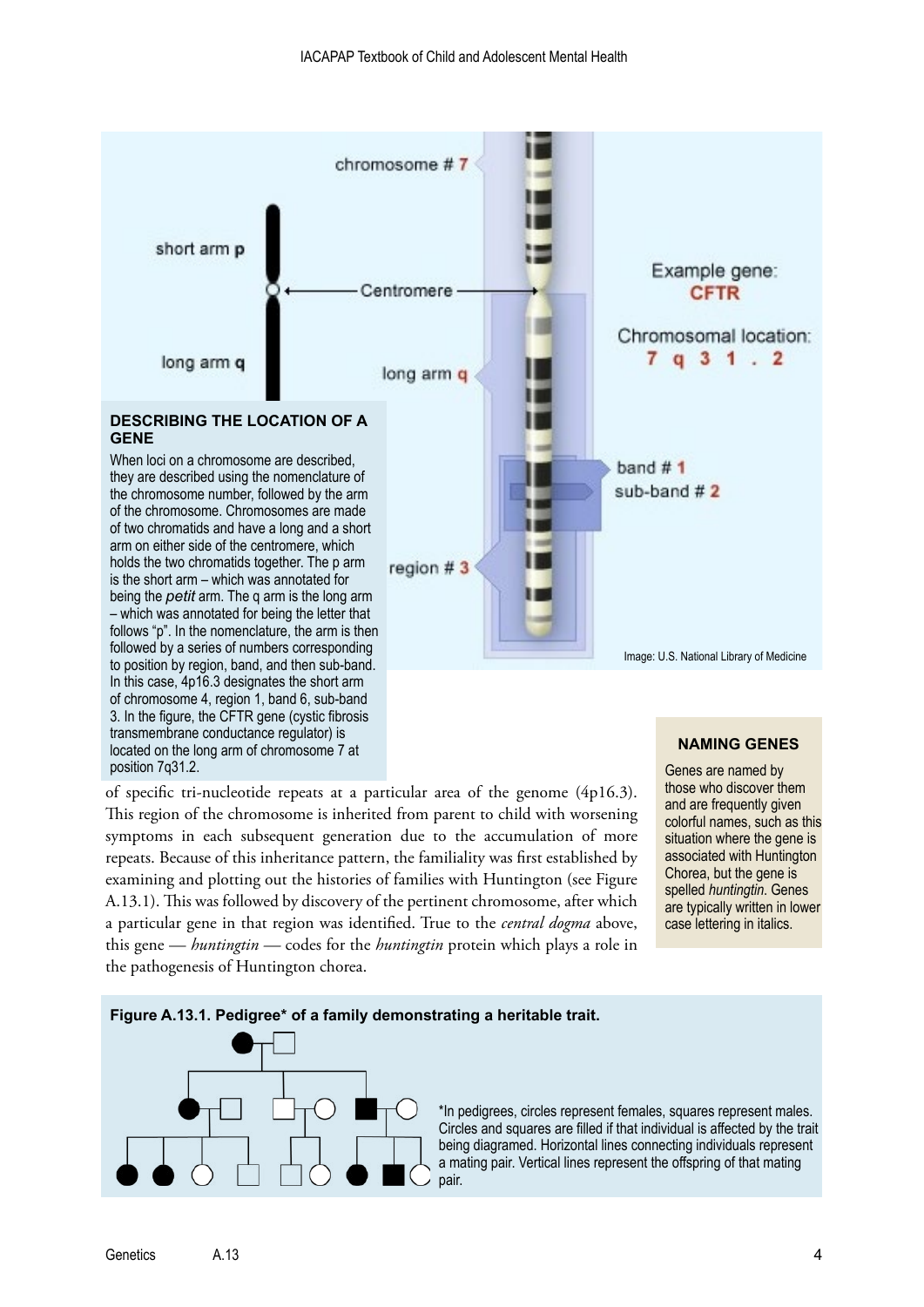## DESCRIBING THE LOCATION OF A GENE

When loci on a chromosome are described, they are described using the nomenclature of the chromosome number, followed by the arm of the chromosome. Chromosomes are made of two chromatids and have a long and a short arm on either side of the centromere, which holds the two chromatids together. The p arm is the short arm – which was annotated for being the *petit* arm. The q arm is the long arm – which was annotated for being the letter that follows "p". In the nomenclature, the arm is then followed by a series of numbers corresponding to position by region, band, and then sub-band. In this case, 4p16.3 designates the short arm of chromosome 4, region 1, band 6, sub-band 3. In the figure, the CFTR gene (cystic fibrosis transmembrane conductance regulator) is located on the long arm of chromosome 7 at position 7q31.2.

Image: U.S. National Library of Medicine

of specific tri-nucleotide repeats at a particular area of the genome (4p16.3). This region of the chromosome is inherited from parent to child with worsening symptoms in each subsequent generation due to the accumulation of more repeats. Because of this inheritance pattern, the familiality was first established by examining and plotting out the histories of families with Huntington (see Figure A.13.1). This was followed by discovery of the pertinent chromosome, after which a particular gene in that region was identified. True to the *central dogma* above, this gene — *huntingtin* — codes for the *huntingtin* protein which plays a role in the pathogenesis of Huntington chorea.

## NAMING GENES

Genes are named by those who discover them and are frequently given colorful names, such as this situation where the gene is associated with Huntington Chorea, but the gene is spelled *huntingtin*. Genes are typically written in lower case lettering in italics.

**Figure A.13.1. Pedigree\* of a family demonstrating a heritable trait.**

\*In pedigrees, circles represent females, squares represent males. Circles and squares are filled if that individual is affected by the trait being diagramed. Horizontal lines connecting individuals represent a mating pair. Vertical lines represent the offspring of that mating pair.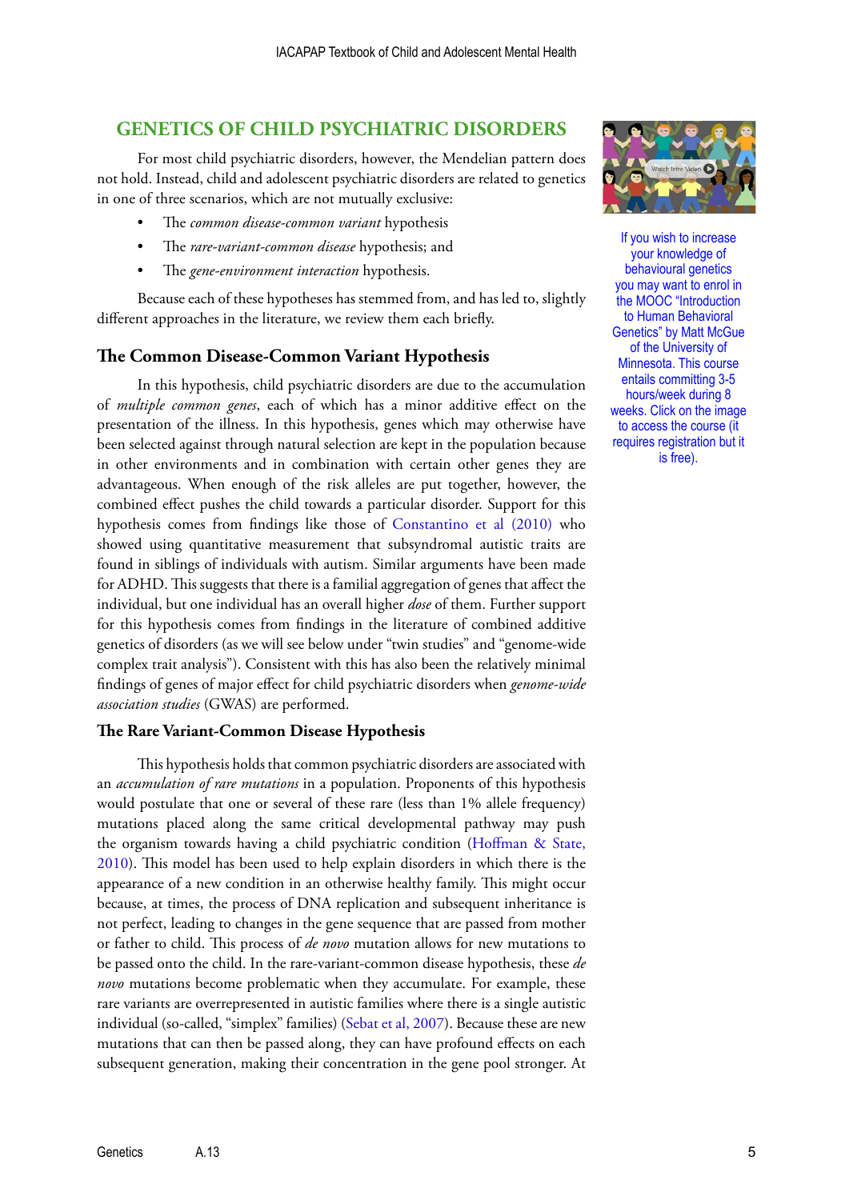## GENETICS OF CHILD PSYCHIATRIC DISORDERS

For most child psychiatric disorders, however, the Mendelian pattern does not hold. Instead, child and adolescent psychiatric disorders are related to genetics in one of three scenarios, which are not mutually exclusive:

- The *common disease-common variant* hypothesis
- The *rare-variant-common disease* hypothesis; and
- The *gene-environment interaction* hypothesis.

Because each of these hypotheses has stemmed from, and has led to, slightly different approaches in the literature, we review them each briefly.

If you wish to increase your knowledge of behavioural genetics you may want to enrol in the MOOC "Introduction to Human Behavioral Genetics" by Matt McGue of the University of Minnesota. This course entails committing 3-5 hours/week during 8 weeks. Click on the image to access the course (it requires registration but it is free).

### The Common Disease-Common Variant Hypothesis

In this hypothesis, child psychiatric disorders are due to the accumulation of *multiple common genes*, each of which has a minor additive effect on the presentation of the illness. In this hypothesis, genes which may otherwise have been selected against through natural selection are kept in the population because in other environments and in combination with certain other genes they are advantageous. When enough of the risk alleles are put together, however, the combined effect pushes the child towards a particular disorder. Support for this hypothesis comes from findings like those of Constantino et al (2010) who showed using quantitative measurement that subsyndromal autistic traits are found in siblings of individuals with autism. Similar arguments have been made for ADHD. This suggests that there is a familial aggregation of genes that affect the individual, but one individual has an overall higher *dose* of them. Further support for this hypothesis comes from findings in the literature of combined additive genetics of disorders (as we will see below under "twin studies" and "genome-wide complex trait analysis"). Consistent with this has also been the relatively minimal findings of genes of major effect for child psychiatric disorders when *genome-wide association studies* (GWAS) are performed.

### The Rare Variant-Common Disease Hypothesis

This hypothesis holds that common psychiatric disorders are associated with an *accumulation of rare mutations* in a population. Proponents of this hypothesis would postulate that one or several of these rare (less than 1% allele frequency) mutations placed along the same critical developmental pathway may push the organism towards having a child psychiatric condition (Hoffman & State, 2010). This model has been used to help explain disorders in which there is the appearance of a new condition in an otherwise healthy family. This might occur because, at times, the process of DNA replication and subsequent inheritance is not perfect, leading to changes in the gene sequence that are passed from mother or father to child. This process of *de novo* mutation allows for new mutations to be passed onto the child. In the rare-variant-common disease hypothesis, these *de novo* mutations become problematic when they accumulate. For example, these rare variants are overrepresented in autistic families where there is a single autistic individual (so-called, "simplex" families) (Sebat et al, 2007). Because these are new mutations that can then be passed along, they can have profound effects on each subsequent generation, making their concentration in the gene pool stronger. At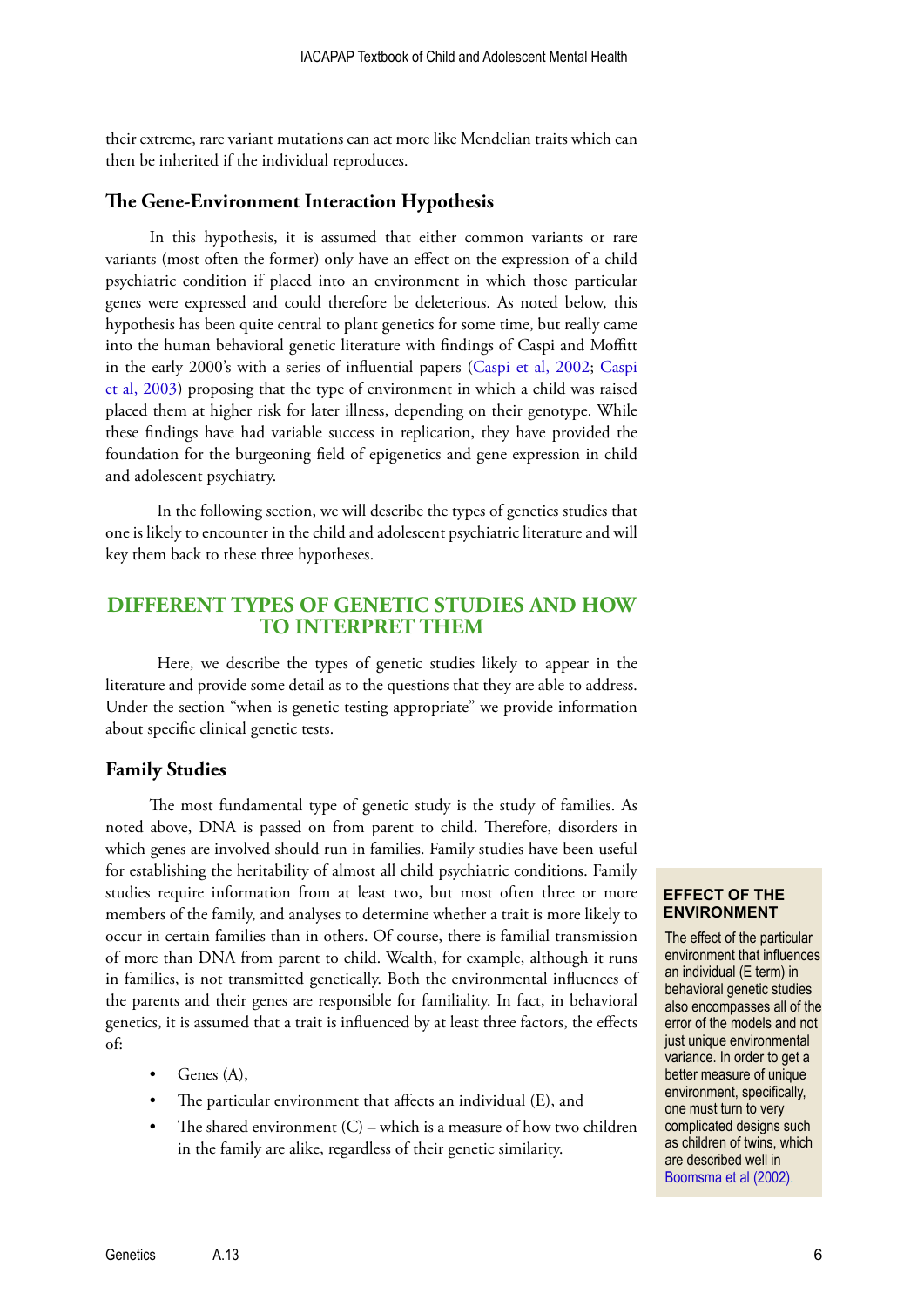their extreme, rare variant mutations can act more like Mendelian traits which can then be inherited if the individual reproduces.

### The Gene-Environment Interaction Hypothesis

In this hypothesis, it is assumed that either common variants or rare variants (most often the former) only have an effect on the expression of a child psychiatric condition if placed into an environment in which those particular genes were expressed and could therefore be deleterious. As noted below, this hypothesis has been quite central to plant genetics for some time, but really came into the human behavioral genetic literature with findings of Caspi and Moffitt in the early 2000's with a series of influential papers (Caspi et al, 2002; Caspi et al, 2003) proposing that the type of environment in which a child was raised placed them at higher risk for later illness, depending on their genotype. While these findings have had variable success in replication, they have provided the foundation for the burgeoning field of epigenetics and gene expression in child and adolescent psychiatry.

In the following section, we will describe the types of genetics studies that one is likely to encounter in the child and adolescent psychiatric literature and will key them back to these three hypotheses.

## DIFFERENT TYPES OF GENETIC STUDIES AND HOW TO INTERPRET THEM

Here, we describe the types of genetic studies likely to appear in the literature and provide some detail as to the questions that they are able to address. Under the section "when is genetic testing appropriate" we provide information about specific clinical genetic tests.

### Family Studies

The most fundamental type of genetic study is the study of families. As noted above, DNA is passed on from parent to child. Therefore, disorders in which genes are involved should run in families. Family studies have been useful for establishing the heritability of almost all child psychiatric conditions. Family studies require information from at least two, but most often three or more members of the family, and analyses to determine whether a trait is more likely to occur in certain families than in others. Of course, there is familial transmission of more than DNA from parent to child. Wealth, for example, although it runs in families, is not transmitted genetically. Both the environmental influences of the parents and their genes are responsible for familiality. In fact, in behavioral genetics, it is assumed that a trait is influenced by at least three factors, the effects of:

- Genes (A),
- The particular environment that affects an individual (E), and
- The shared environment (C) – which is a measure of how two children in the family are alike, regardless of their genetic similarity.

**EFFECT OF THE ENVIRONMENT**

The effect of the particular environment that influences an individual (E term) in behavioral genetic studies also encompasses all of the error of the models and not just unique environmental variance. In order to get a better measure of unique environment, specifically, one must turn to very complicated designs such as children of twins, which are described well in Boomsma et al (2002).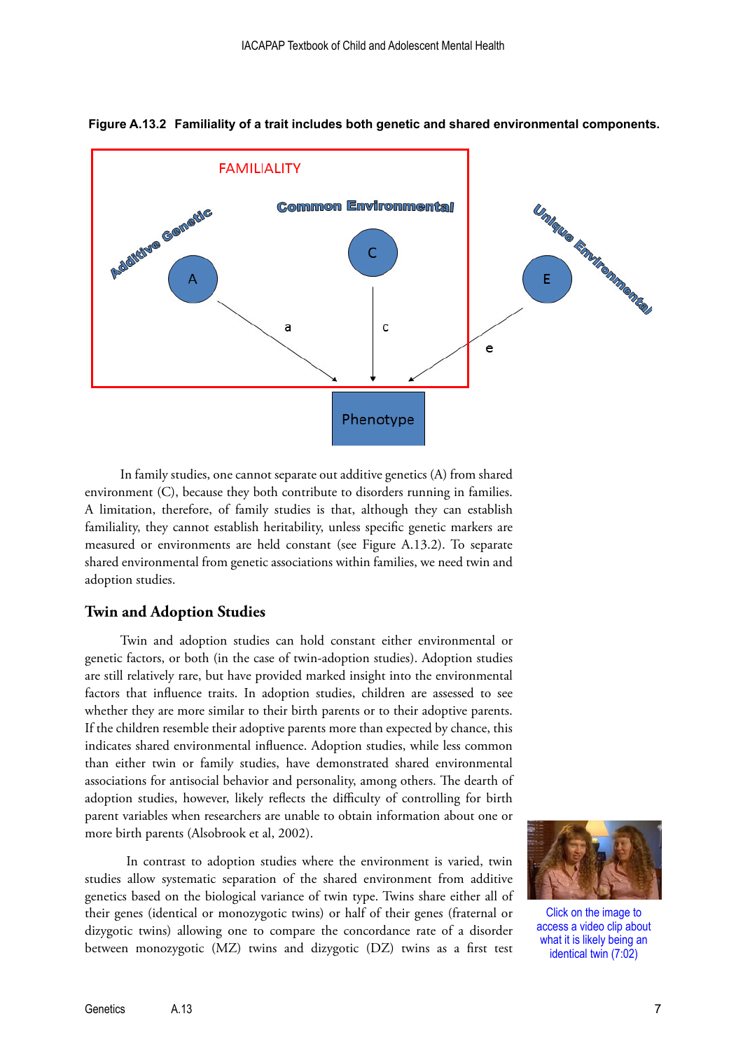**Figure A.13.2 Familiality of a trait includes both genetic and shared environmental components.**

In family studies, one cannot separate out additive genetics (A) from shared environment (C), because they both contribute to disorders running in families. A limitation, therefore, of family studies is that, although they can establish familiality, they cannot establish heritability, unless specific genetic markers are measured or environments are held constant (see Figure A.13.2). To separate shared environmental from genetic associations within families, we need twin and adoption studies.

## Twin and Adoption Studies

Twin and adoption studies can hold constant either environmental or genetic factors, or both (in the case of twin-adoption studies). Adoption studies are still relatively rare, but have provided marked insight into the environmental factors that influence traits. In adoption studies, children are assessed to see whether they are more similar to their birth parents or to their adoptive parents. If the children resemble their adoptive parents more than expected by chance, this indicates shared environmental influence. Adoption studies, while less common than either twin or family studies, have demonstrated shared environmental associations for antisocial behavior and personality, among others. The dearth of adoption studies, however, likely reflects the difficulty of controlling for birth parent variables when researchers are unable to obtain information about one or more birth parents (Alsobrook et al, 2002).

In contrast to adoption studies where the environment is varied, twin studies allow systematic separation of the shared environment from additive genetics based on the biological variance of twin type. Twins share either all of their genes (identical or monozygotic twins) or half of their genes (fraternal or dizygotic twins) allowing one to compare the concordance rate of a disorder between monozygotic (MZ) twins and dizygotic (DZ) twins as a first test

Click on the image to access a video clip about what it is likely being an identical twin (7:02)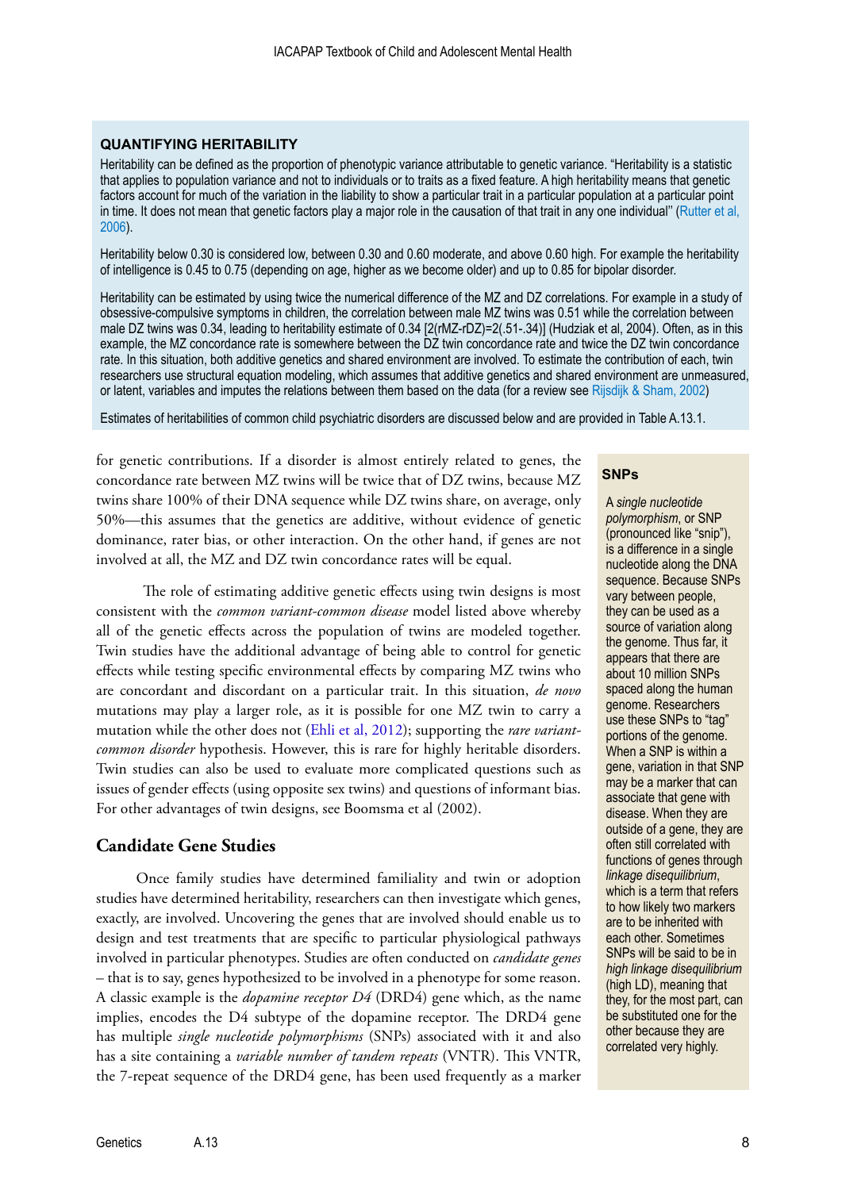## QUANTIFYING HERITABILITY

Heritability can be defined as the proportion of phenotypic variance attributable to genetic variance. "Heritability is a statistic that applies to population variance and not to individuals or to traits as a fixed feature. A high heritability means that genetic factors account for much of the variation in the liability to show a particular trait in a particular population at a particular point in time. It does not mean that genetic factors play a major role in the causation of that trait in any one individual" (Rutter et al, 2006).

Heritability below 0.30 is considered low, between 0.30 and 0.60 moderate, and above 0.60 high. For example the heritability of intelligence is 0.45 to 0.75 (depending on age, higher as we become older) and up to 0.85 for bipolar disorder.

Heritability can be estimated by using twice the numerical difference of the MZ and DZ correlations. For example in a study of obsessive-compulsive symptoms in children, the correlation between male MZ twins was 0.51 while the correlation between male DZ twins was 0.34, leading to heritability estimate of 0.34 [2(rMZ-rDZ)=2(.51-.34)] (Hudziak et al, 2004). Often, as in this example, the MZ concordance rate is somewhere between the DZ twin concordance rate and twice the DZ twin concordance rate. In this situation, both additive genetics and shared environment are involved. To estimate the contribution of each, twin researchers use structural equation modeling, which assumes that additive genetics and shared environment are unmeasured, or latent, variables and imputes the relations between them based on the data (for a review see Rijsdijk & Sham, 2002)

Estimates of heritabilities of common child psychiatric disorders are discussed below and are provided in Table A.13.1.

for genetic contributions. If a disorder is almost entirely related to genes, the concordance rate between MZ twins will be twice that of DZ twins, because MZ twins share 100% of their DNA sequence while DZ twins share, on average, only 50%—this assumes that the genetics are additive, without evidence of genetic dominance, rater bias, or other interaction. On the other hand, if genes are not involved at all, the MZ and DZ twin concordance rates will be equal.

The role of estimating additive genetic effects using twin designs is most consistent with the *common variant-common disease* model listed above whereby all of the genetic effects across the population of twins are modeled together. Twin studies have the additional advantage of being able to control for genetic effects while testing specific environmental effects by comparing MZ twins who are concordant and discordant on a particular trait. In this situation, *de novo* mutations may play a larger role, as it is possible for one MZ twin to carry a mutation while the other does not (Ehli et al, 2012); supporting the *rare variant-common disorder* hypothesis. However, this is rare for highly heritable disorders. Twin studies can also be used to evaluate more complicated questions such as issues of gender effects (using opposite sex twins) and questions of informant bias. For other advantages of twin designs, see Boomsma et al (2002).

## Candidate Gene Studies

Once family studies have determined familiality and twin or adoption studies have determined heritability, researchers can then investigate which genes, exactly, are involved. Uncovering the genes that are involved should enable us to design and test treatments that are specific to particular physiological pathways involved in particular phenotypes. Studies are often conducted on *candidate genes* – that is to say, genes hypothesized to be involved in a phenotype for some reason. A classic example is the *dopamine receptor D4* (DRD4) gene which, as the name implies, encodes the D4 subtype of the dopamine receptor. The DRD4 gene has multiple *single nucleotide polymorphisms* (SNPs) associated with it and also has a site containing a *variable number of tandem repeats* (VNTR). This VNTR, the 7-repeat sequence of the DRD4 gene, has been used frequently as a marker

### SNPs

A *single nucleotide polymorphism*, or SNP (pronounced like "snip"), is a difference in a single nucleotide along the DNA sequence. Because SNPs vary between people, they can be used as a source of variation along the genome. Thus far, it appears that there are about 10 million SNPs spaced along the human genome. Researchers use these SNPs to "tag" portions of the genome. When a SNP is within a gene, variation in that SNP may be a marker that can associate that gene with disease. When they are outside of a gene, they are often still correlated with functions of genes through *linkage disequilibrium*, which is a term that refers to how likely two markers are to be inherited with each other. Sometimes SNPs will be said to be in *high linkage disequilibrium* (high LD), meaning that they, for the most part, can be substituted one for the other because they are correlated very highly.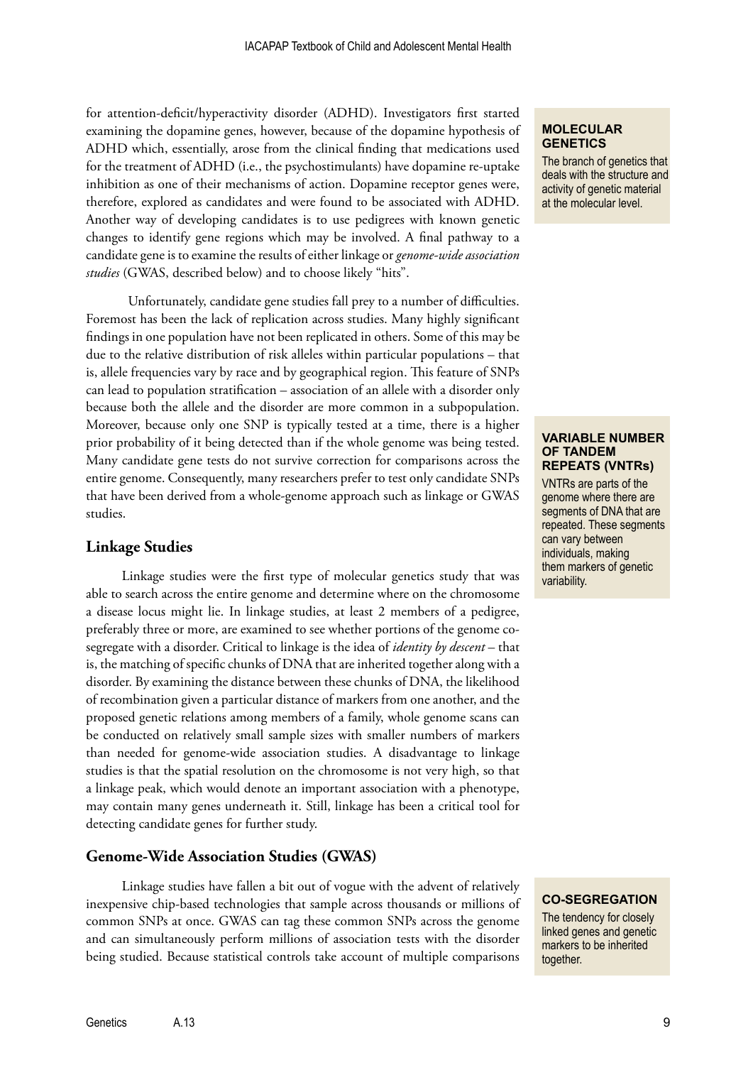for attention-deficit/hyperactivity disorder (ADHD). Investigators first started examining the dopamine genes, however, because of the dopamine hypothesis of ADHD which, essentially, arose from the clinical finding that medications used for the treatment of ADHD (i.e., the psychostimulants) have dopamine re-uptake inhibition as one of their mechanisms of action. Dopamine receptor genes were, therefore, explored as candidates and were found to be associated with ADHD. Another way of developing candidates is to use pedigrees with known genetic changes to identify gene regions which may be involved. A final pathway to a candidate gene is to examine the results of either linkage or *genome-wide association studies* (GWAS, described below) and to choose likely "hits".

> **MOLECULAR GENETICS**
> The branch of genetics that deals with the structure and activity of genetic material at the molecular level.

Unfortunately, candidate gene studies fall prey to a number of difficulties. Foremost has been the lack of replication across studies. Many highly significant findings in one population have not been replicated in others. Some of this may be due to the relative distribution of risk alleles within particular populations – that is, allele frequencies vary by race and by geographical region. This feature of SNPs can lead to population stratification – association of an allele with a disorder only because both the allele and the disorder are more common in a subpopulation. Moreover, because only one SNP is typically tested at a time, there is a higher prior probability of it being detected than if the whole genome was being tested. Many candidate gene tests do not survive correction for comparisons across the entire genome. Consequently, many researchers prefer to test only candidate SNPs that have been derived from a whole-genome approach such as linkage or GWAS studies.

> **VARIABLE NUMBER OF TANDEM REPEATS (VNTRs)**
> VNTRs are parts of the genome where there are segments of DNA that are repeated. These segments can vary between individuals, making them markers of genetic variability.

## Linkage Studies

Linkage studies were the first type of molecular genetics study that was able to search across the entire genome and determine where on the chromosome a disease locus might lie. In linkage studies, at least 2 members of a pedigree, preferably three or more, are examined to see whether portions of the genome co-segregate with a disorder. Critical to linkage is the idea of *identity by descent* – that is, the matching of specific chunks of DNA that are inherited together along with a disorder. By examining the distance between these chunks of DNA, the likelihood of recombination given a particular distance of markers from one another, and the proposed genetic relations among members of a family, whole genome scans can be conducted on relatively small sample sizes with smaller numbers of markers than needed for genome-wide association studies. A disadvantage to linkage studies is that the spatial resolution on the chromosome is not very high, so that a linkage peak, which would denote an important association with a phenotype, may contain many genes underneath it. Still, linkage has been a critical tool for detecting candidate genes for further study.

## Genome-Wide Association Studies (GWAS)

Linkage studies have fallen a bit out of vogue with the advent of relatively inexpensive chip-based technologies that sample across thousands or millions of common SNPs at once. GWAS can tag these common SNPs across the genome and can simultaneously perform millions of association tests with the disorder being studied. Because statistical controls take account of multiple comparisons

> **CO-SEGREGATION**
> The tendency for closely linked genes and genetic markers to be inherited together.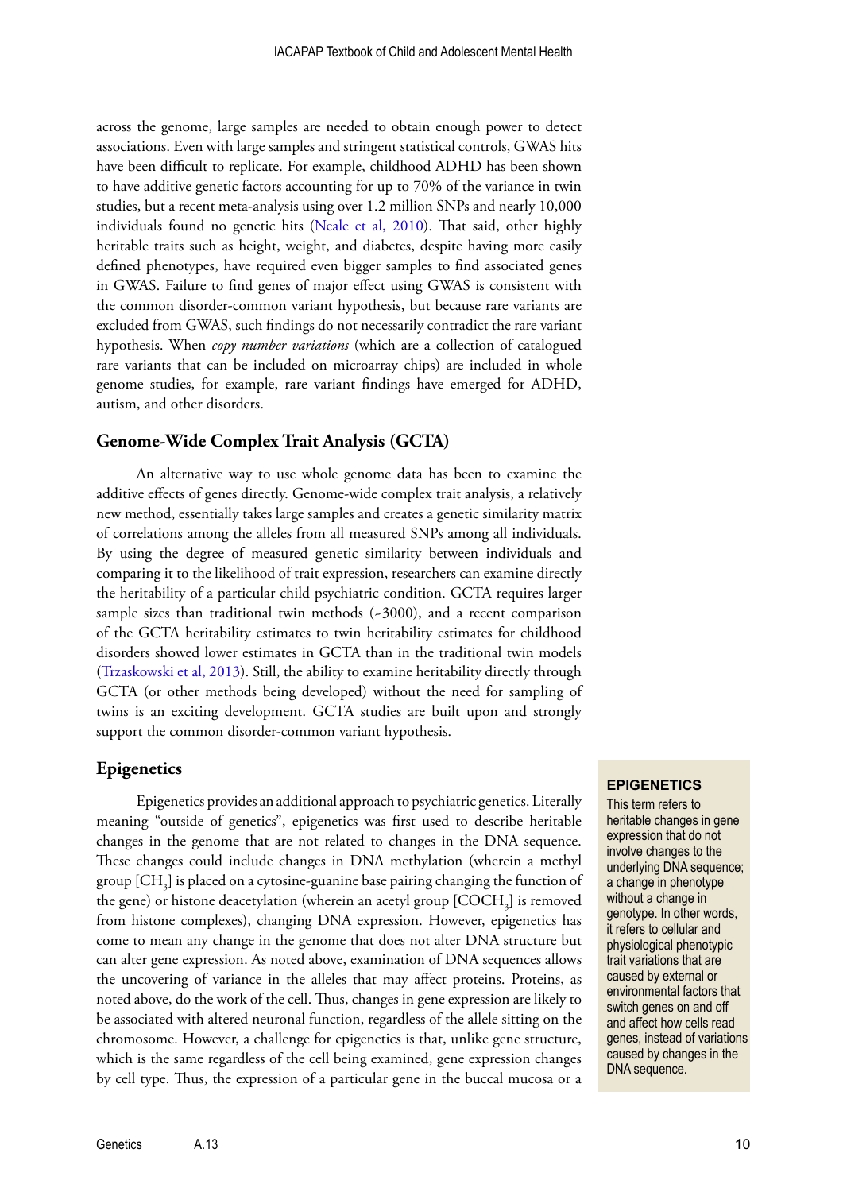across the genome, large samples are needed to obtain enough power to detect associations. Even with large samples and stringent statistical controls, GWAS hits have been difficult to replicate. For example, childhood ADHD has been shown to have additive genetic factors accounting for up to 70% of the variance in twin studies, but a recent meta-analysis using over 1.2 million SNPs and nearly 10,000 individuals found no genetic hits (Neale et al, 2010). That said, other highly heritable traits such as height, weight, and diabetes, despite having more easily defined phenotypes, have required even bigger samples to find associated genes in GWAS. Failure to find genes of major effect using GWAS is consistent with the common disorder-common variant hypothesis, but because rare variants are excluded from GWAS, such findings do not necessarily contradict the rare variant hypothesis. When *copy number variations* (which are a collection of catalogued rare variants that can be included on microarray chips) are included in whole genome studies, for example, rare variant findings have emerged for ADHD, autism, and other disorders.

### Genome-Wide Complex Trait Analysis (GCTA)

An alternative way to use whole genome data has been to examine the additive effects of genes directly. Genome-wide complex trait analysis, a relatively new method, essentially takes large samples and creates a genetic similarity matrix of correlations among the alleles from all measured SNPs among all individuals. By using the degree of measured genetic similarity between individuals and comparing it to the likelihood of trait expression, researchers can examine directly the heritability of a particular child psychiatric condition. GCTA requires larger sample sizes than traditional twin methods (~3000), and a recent comparison of the GCTA heritability estimates to twin heritability estimates for childhood disorders showed lower estimates in GCTA than in the traditional twin models (Trzaskowski et al, 2013). Still, the ability to examine heritability directly through GCTA (or other methods being developed) without the need for sampling of twins is an exciting development. GCTA studies are built upon and strongly support the common disorder-common variant hypothesis.

### Epigenetics

Epigenetics provides an additional approach to psychiatric genetics. Literally meaning "outside of genetics", epigenetics was first used to describe heritable changes in the genome that are not related to changes in the DNA sequence. These changes could include changes in DNA methylation (wherein a methyl group [$CH_3$] is placed on a cytosine-guanine base pairing changing the function of the gene) or histone deacetylation (wherein an acetyl group [$COCH_3$] is removed from histone complexes), changing DNA expression. However, epigenetics has come to mean any change in the genome that does not alter DNA structure but can alter gene expression. As noted above, examination of DNA sequences allows the uncovering of variance in the alleles that may affect proteins. Proteins, as noted above, do the work of the cell. Thus, changes in gene expression are likely to be associated with altered neuronal function, regardless of the allele sitting on the chromosome. However, a challenge for epigenetics is that, unlike gene structure, which is the same regardless of the cell being examined, gene expression changes by cell type. Thus, the expression of a particular gene in the buccal mucosa or a

> **EPIGENETICS**
>
> This term refers to heritable changes in gene expression that do not involve changes to the underlying DNA sequence; a change in phenotype without a change in genotype. In other words, it refers to cellular and physiological phenotypic trait variations that are caused by external or environmental factors that switch genes on and off and affect how cells read genes, instead of variations caused by changes in the DNA sequence.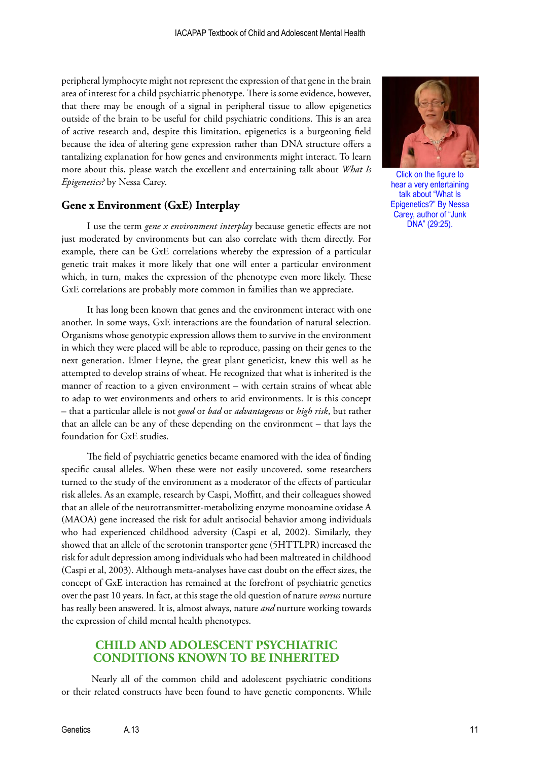peripheral lymphocyte might not represent the expression of that gene in the brain area of interest for a child psychiatric phenotype. There is some evidence, however, that there may be enough of a signal in peripheral tissue to allow epigenetics outside of the brain to be useful for child psychiatric conditions. This is an area of active research and, despite this limitation, epigenetics is a burgeoning field because the idea of altering gene expression rather than DNA structure offers a tantalizing explanation for how genes and environments might interact. To learn more about this, please watch the excellent and entertaining talk about *What Is Epigenetics?* by Nessa Carey.

Click on the figure to hear a very entertaining talk about "What Is Epigenetics?" By Nessa Carey, author of "Junk DNA" (29:25).

## Gene x Environment (GxE) Interplay

I use the term *gene x environment interplay* because genetic effects are not just moderated by environments but can also correlate with them directly. For example, there can be GxE correlations whereby the expression of a particular genetic trait makes it more likely that one will enter a particular environment which, in turn, makes the expression of the phenotype even more likely. These GxE correlations are probably more common in families than we appreciate.

It has long been known that genes and the environment interact with one another. In some ways, GxE interactions are the foundation of natural selection. Organisms whose genotypic expression allows them to survive in the environment in which they were placed will be able to reproduce, passing on their genes to the next generation. Elmer Heyne, the great plant geneticist, knew this well as he attempted to develop strains of wheat. He recognized that what is inherited is the manner of reaction to a given environment – with certain strains of wheat able to adap to wet environments and others to arid environments. It is this concept – that a particular allele is not *good* or *bad* or *advantageous* or *high risk*, but rather that an allele can be any of these depending on the environment – that lays the foundation for GxE studies.

The field of psychiatric genetics became enamored with the idea of finding specific causal alleles. When these were not easily uncovered, some researchers turned to the study of the environment as a moderator of the effects of particular risk alleles. As an example, research by Caspi, Moffitt, and their colleagues showed that an allele of the neurotransmitter-metabolizing enzyme monoamine oxidase A (MAOA) gene increased the risk for adult antisocial behavior among individuals who had experienced childhood adversity (Caspi et al, 2002). Similarly, they showed that an allele of the serotonin transporter gene (5HTTLPR) increased the risk for adult depression among individuals who had been maltreated in childhood (Caspi et al, 2003). Although meta-analyses have cast doubt on the effect sizes, the concept of GxE interaction has remained at the forefront of psychiatric genetics over the past 10 years. In fact, at this stage the old question of nature *versus* nurture has really been answered. It is, almost always, nature *and* nurture working towards the expression of child mental health phenotypes.

# CHILD AND ADOLESCENT PSYCHIATRIC CONDITIONS KNOWN TO BE INHERITED

Nearly all of the common child and adolescent psychiatric conditions or their related constructs have been found to have genetic components. While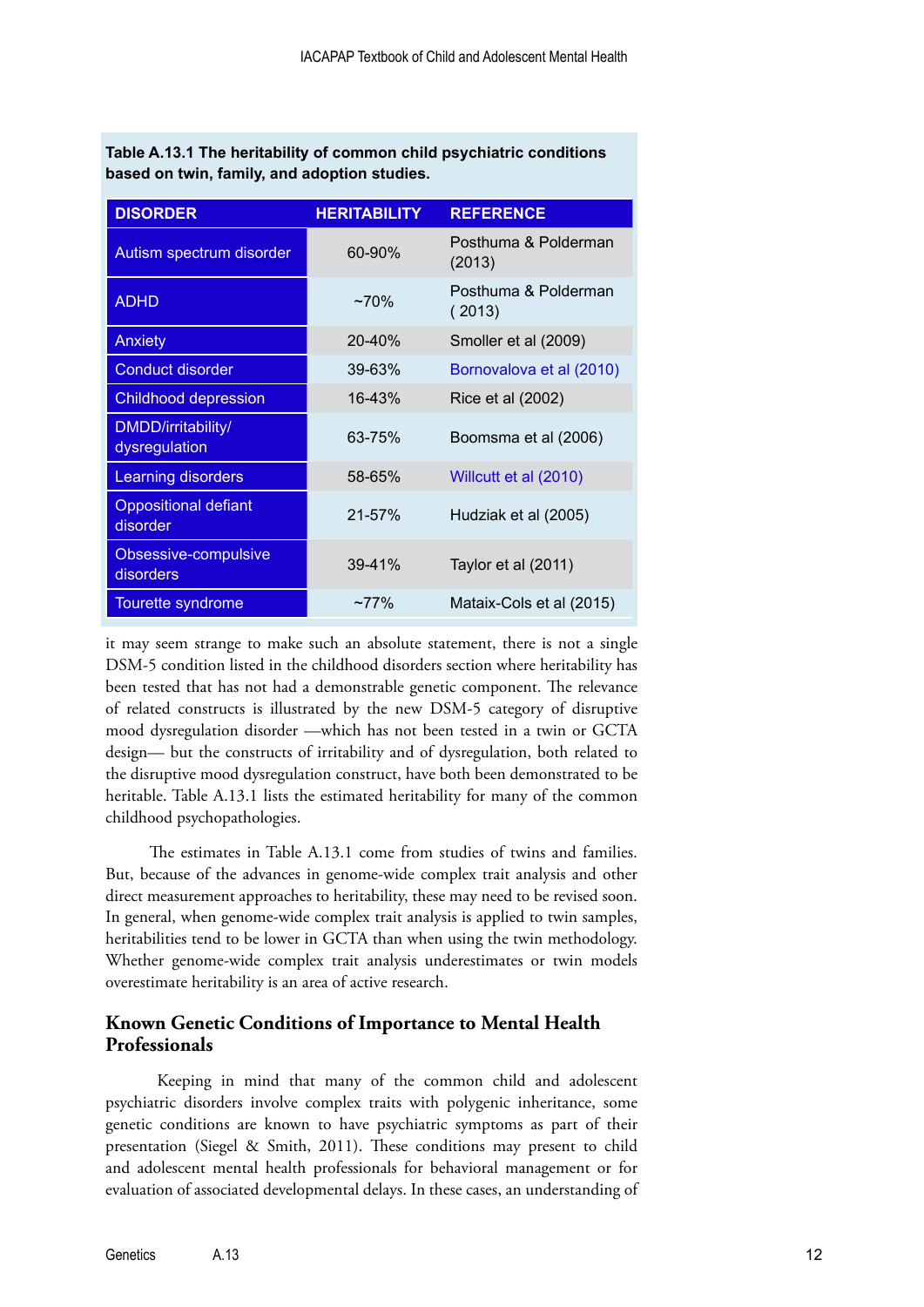**Table A.13.1 The heritability of common child psychiatric conditions based on twin, family, and adoption studies.**

| DISORDER | HERITABILITY | REFERENCE |
|---|---|---|
| Autism spectrum disorder | 60-90% | Posthuma & Polderman (2013) |
| ADHD | ~70% | Posthuma & Polderman ( 2013) |
| Anxiety | 20-40% | Smoller et al (2009) |
| Conduct disorder | 39-63% | Bornovalova et al (2010) |
| Childhood depression | 16-43% | Rice et al (2002) |
| DMDD/irritability/ dysregulation | 63-75% | Boomsma et al (2006) |
| Learning disorders | 58-65% | Willcutt et al (2010) |
| Oppositional defiant disorder | 21-57% | Hudziak et al (2005) |
| Obsessive-compulsive disorders | 39-41% | Taylor et al (2011) |
| Tourette syndrome | ~77% | Mataix-Cols et al (2015) |

it may seem strange to make such an absolute statement, there is not a single DSM-5 condition listed in the childhood disorders section where heritability has been tested that has not had a demonstrable genetic component. The relevance of related constructs is illustrated by the new DSM-5 category of disruptive mood dysregulation disorder —which has not been tested in a twin or GCTA design— but the constructs of irritability and of dysregulation, both related to the disruptive mood dysregulation construct, have both been demonstrated to be heritable. Table A.13.1 lists the estimated heritability for many of the common childhood psychopathologies.

The estimates in Table A.13.1 come from studies of twins and families. But, because of the advances in genome-wide complex trait analysis and other direct measurement approaches to heritability, these may need to be revised soon. In general, when genome-wide complex trait analysis is applied to twin samples, heritabilities tend to be lower in GCTA than when using the twin methodology. Whether genome-wide complex trait analysis underestimates or twin models overestimate heritability is an area of active research.

## Known Genetic Conditions of Importance to Mental Health Professionals

Keeping in mind that many of the common child and adolescent psychiatric disorders involve complex traits with polygenic inheritance, some genetic conditions are known to have psychiatric symptoms as part of their presentation (Siegel & Smith, 2011). These conditions may present to child and adolescent mental health professionals for behavioral management or for evaluation of associated developmental delays. In these cases, an understanding of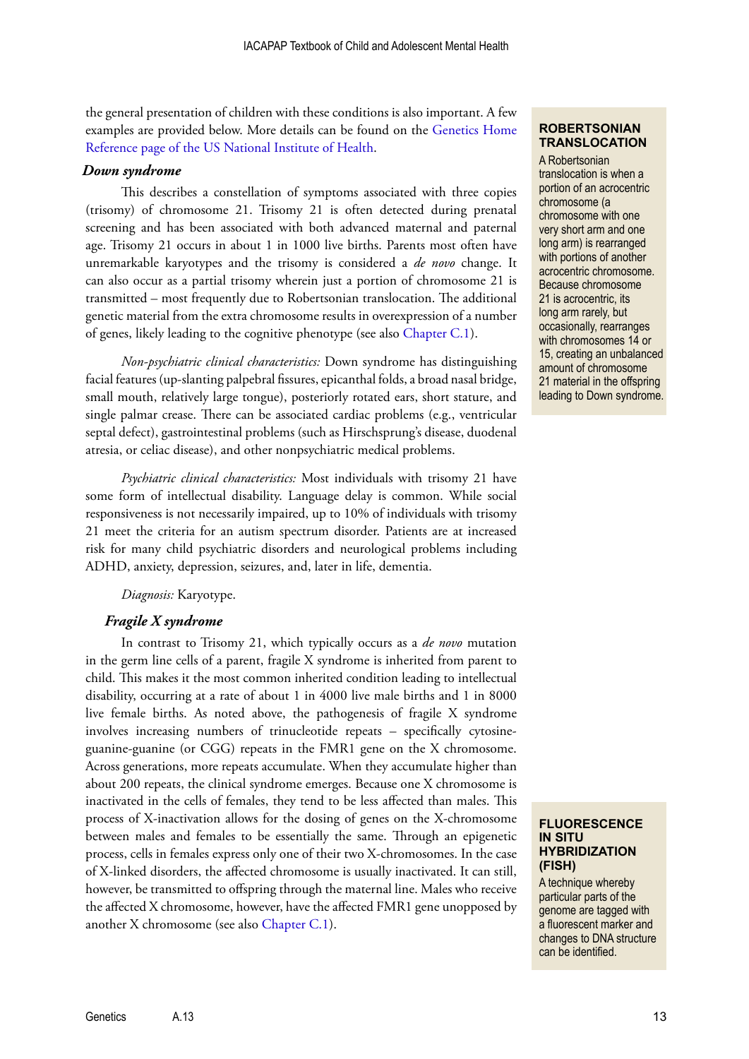the general presentation of children with these conditions is also important. A few examples are provided below. More details can be found on the Genetics Home Reference page of the US National Institute of Health.

### *Down syndrome*

This describes a constellation of symptoms associated with three copies (trisomy) of chromosome 21. Trisomy 21 is often detected during prenatal screening and has been associated with both advanced maternal and paternal age. Trisomy 21 occurs in about 1 in 1000 live births. Parents most often have unremarkable karyotypes and the trisomy is considered a *de novo* change. It can also occur as a partial trisomy wherein just a portion of chromosome 21 is transmitted – most frequently due to Robertsonian translocation. The additional genetic material from the extra chromosome results in overexpression of a number of genes, likely leading to the cognitive phenotype (see also Chapter C.1).

*Non-psychiatric clinical characteristics:* Down syndrome has distinguishing facial features (up-slanting palpebral fissures, epicanthal folds, a broad nasal bridge, small mouth, relatively large tongue), posteriorly rotated ears, short stature, and single palmar crease. There can be associated cardiac problems (e.g., ventricular septal defect), gastrointestinal problems (such as Hirschsprung's disease, duodenal atresia, or celiac disease), and other nonpsychiatric medical problems.

*Psychiatric clinical characteristics:* Most individuals with trisomy 21 have some form of intellectual disability. Language delay is common. While social responsiveness is not necessarily impaired, up to 10% of individuals with trisomy 21 meet the criteria for an autism spectrum disorder. Patients are at increased risk for many child psychiatric disorders and neurological problems including ADHD, anxiety, depression, seizures, and, later in life, dementia.

*Diagnosis:* Karyotype.

> **ROBERTSONIAN TRANSLOCATION**
>
> A Robertsonian translocation is when a portion of an acrocentric chromosome (a chromosome with one very short arm and one long arm) is rearranged with portions of another acrocentric chromosome. Because chromosome 21 is acrocentric, its long arm rarely, but occasionally, rearranges with chromosomes 14 or 15, creating an unbalanced amount of chromosome 21 material in the offspring leading to Down syndrome.

### *Fragile X syndrome*

In contrast to Trisomy 21, which typically occurs as a *de novo* mutation in the germ line cells of a parent, fragile X syndrome is inherited from parent to child. This makes it the most common inherited condition leading to intellectual disability, occurring at a rate of about 1 in 4000 live male births and 1 in 8000 live female births. As noted above, the pathogenesis of fragile X syndrome involves increasing numbers of trinucleotide repeats – specifically cytosine-guanine-guanine (or CGG) repeats in the FMR1 gene on the X chromosome. Across generations, more repeats accumulate. When they accumulate higher than about 200 repeats, the clinical syndrome emerges. Because one X chromosome is inactivated in the cells of females, they tend to be less affected than males. This process of X-inactivation allows for the dosing of genes on the X-chromosome between males and females to be essentially the same. Through an epigenetic process, cells in females express only one of their two X-chromosomes. In the case of X-linked disorders, the affected chromosome is usually inactivated. It can still, however, be transmitted to offspring through the maternal line. Males who receive the affected X chromosome, however, have the affected FMR1 gene unopposed by another X chromosome (see also Chapter C.1).

> **FLUORESCENCE IN SITU HYBRIDIZATION (FISH)**
>
> A technique whereby particular parts of the genome are tagged with a fluorescent marker and changes to DNA structure can be identified.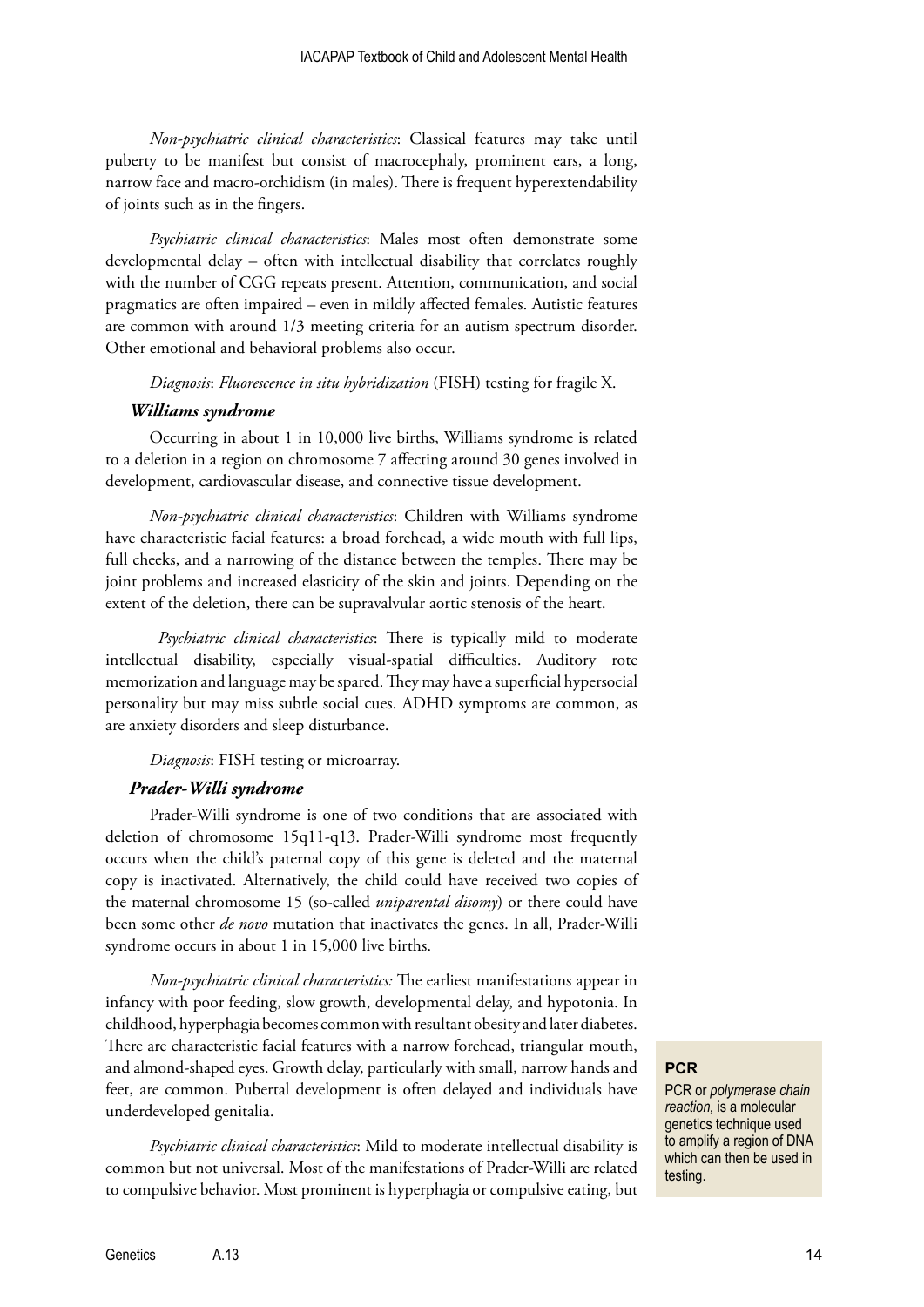*Non-psychiatric clinical characteristics*: Classical features may take until puberty to be manifest but consist of macrocephaly, prominent ears, a long, narrow face and macro-orchidism (in males). There is frequent hyperextendability of joints such as in the fingers.

*Psychiatric clinical characteristics*: Males most often demonstrate some developmental delay – often with intellectual disability that correlates roughly with the number of CGG repeats present. Attention, communication, and social pragmatics are often impaired – even in mildly affected females. Autistic features are common with around 1/3 meeting criteria for an autism spectrum disorder. Other emotional and behavioral problems also occur.

*Diagnosis*: *Fluorescence in situ hybridization* (FISH) testing for fragile X.

### *Williams syndrome*

Occurring in about 1 in 10,000 live births, Williams syndrome is related to a deletion in a region on chromosome 7 affecting around 30 genes involved in development, cardiovascular disease, and connective tissue development.

*Non-psychiatric clinical characteristics*: Children with Williams syndrome have characteristic facial features: a broad forehead, a wide mouth with full lips, full cheeks, and a narrowing of the distance between the temples. There may be joint problems and increased elasticity of the skin and joints. Depending on the extent of the deletion, there can be supravalvular aortic stenosis of the heart.

*Psychiatric clinical characteristics*: There is typically mild to moderate intellectual disability, especially visual-spatial difficulties. Auditory rote memorization and language may be spared. They may have a superficial hypersocial personality but may miss subtle social cues. ADHD symptoms are common, as are anxiety disorders and sleep disturbance.

*Diagnosis*: FISH testing or microarray.

### *Prader-Willi syndrome*

Prader-Willi syndrome is one of two conditions that are associated with deletion of chromosome 15q11-q13. Prader-Willi syndrome most frequently occurs when the child's paternal copy of this gene is deleted and the maternal copy is inactivated. Alternatively, the child could have received two copies of the maternal chromosome 15 (so-called *uniparental disomy*) or there could have been some other *de novo* mutation that inactivates the genes. In all, Prader-Willi syndrome occurs in about 1 in 15,000 live births.

*Non-psychiatric clinical characteristics:* The earliest manifestations appear in infancy with poor feeding, slow growth, developmental delay, and hypotonia. In childhood, hyperphagia becomes common with resultant obesity and later diabetes. There are characteristic facial features with a narrow forehead, triangular mouth, and almond-shaped eyes. Growth delay, particularly with small, narrow hands and feet, are common. Pubertal development is often delayed and individuals have underdeveloped genitalia.

*Psychiatric clinical characteristics*: Mild to moderate intellectual disability is common but not universal. Most of the manifestations of Prader-Willi are related to compulsive behavior. Most prominent is hyperphagia or compulsive eating, but

**PCR**

PCR or *polymerase chain reaction,* is a molecular genetics technique used to amplify a region of DNA which can then be used in testing.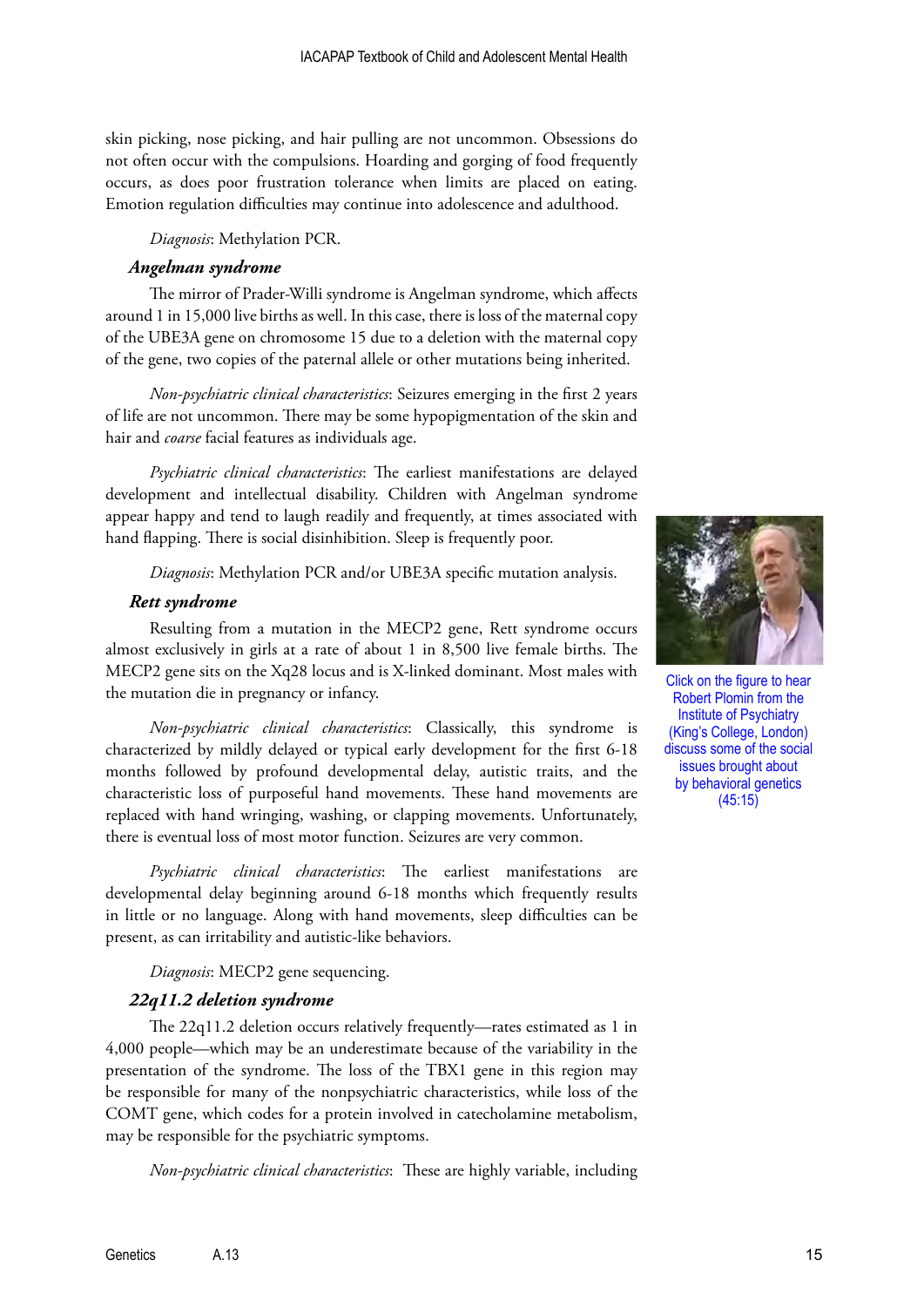skin picking, nose picking, and hair pulling are not uncommon. Obsessions do not often occur with the compulsions. Hoarding and gorging of food frequently occurs, as does poor frustration tolerance when limits are placed on eating. Emotion regulation difficulties may continue into adolescence and adulthood.

*Diagnosis*: Methylation PCR.

### *Angelman syndrome*

The mirror of Prader-Willi syndrome is Angelman syndrome, which affects around 1 in 15,000 live births as well. In this case, there is loss of the maternal copy of the UBE3A gene on chromosome 15 due to a deletion with the maternal copy of the gene, two copies of the paternal allele or other mutations being inherited.

*Non-psychiatric clinical characteristics*: Seizures emerging in the first 2 years of life are not uncommon. There may be some hypopigmentation of the skin and hair and *coarse* facial features as individuals age.

*Psychiatric clinical characteristics*: The earliest manifestations are delayed development and intellectual disability. Children with Angelman syndrome appear happy and tend to laugh readily and frequently, at times associated with hand flapping. There is social disinhibition. Sleep is frequently poor.

*Diagnosis*: Methylation PCR and/or UBE3A specific mutation analysis.

Click on the figure to hear Robert Plomin from the Institute of Psychiatry (King's College, London) discuss some of the social issues brought about by behavioral genetics (45:15)

### *Rett syndrome*

Resulting from a mutation in the MECP2 gene, Rett syndrome occurs almost exclusively in girls at a rate of about 1 in 8,500 live female births. The MECP2 gene sits on the Xq28 locus and is X-linked dominant. Most males with the mutation die in pregnancy or infancy.

*Non-psychiatric clinical characteristics*: Classically, this syndrome is characterized by mildly delayed or typical early development for the first 6-18 months followed by profound developmental delay, autistic traits, and the characteristic loss of purposeful hand movements. These hand movements are replaced with hand wringing, washing, or clapping movements. Unfortunately, there is eventual loss of most motor function. Seizures are very common.

*Psychiatric clinical characteristics*: The earliest manifestations are developmental delay beginning around 6-18 months which frequently results in little or no language. Along with hand movements, sleep difficulties can be present, as can irritability and autistic-like behaviors.

*Diagnosis*: MECP2 gene sequencing.

### *22q11.2 deletion syndrome*

The 22q11.2 deletion occurs relatively frequently—rates estimated as 1 in 4,000 people—which may be an underestimate because of the variability in the presentation of the syndrome. The loss of the TBX1 gene in this region may be responsible for many of the nonpsychiatric characteristics, while loss of the COMT gene, which codes for a protein involved in catecholamine metabolism, may be responsible for the psychiatric symptoms.

*Non-psychiatric clinical characteristics*: These are highly variable, including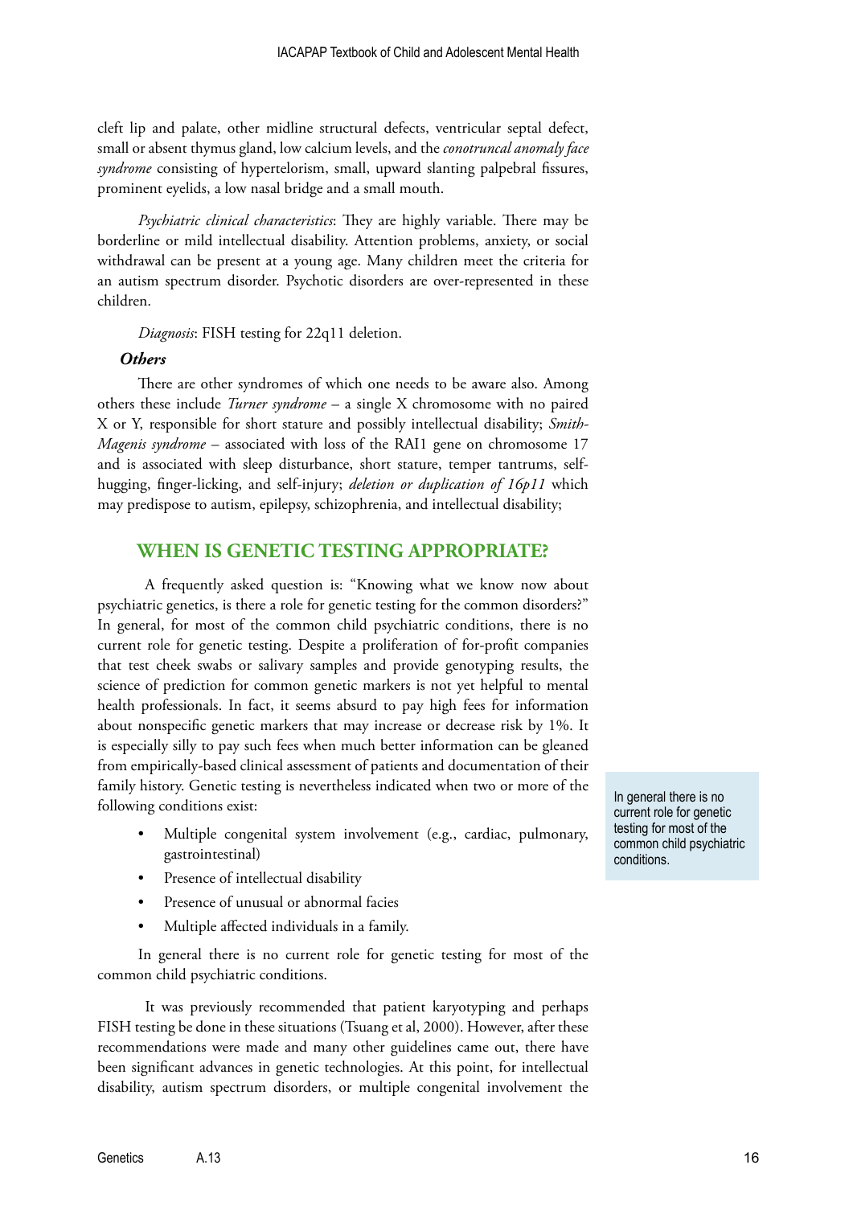cleft lip and palate, other midline structural defects, ventricular septal defect, small or absent thymus gland, low calcium levels, and the *conotruncal anomaly face syndrome* consisting of hypertelorism, small, upward slanting palpebral fissures, prominent eyelids, a low nasal bridge and a small mouth.

*Psychiatric clinical characteristics*: They are highly variable. There may be borderline or mild intellectual disability. Attention problems, anxiety, or social withdrawal can be present at a young age. Many children meet the criteria for an autism spectrum disorder. Psychotic disorders are over-represented in these children.

*Diagnosis*: FISH testing for 22q11 deletion.

### *Others*

There are other syndromes of which one needs to be aware also. Among others these include *Turner syndrome* – a single X chromosome with no paired X or Y, responsible for short stature and possibly intellectual disability; *Smith-Magenis syndrome* – associated with loss of the RAI1 gene on chromosome 17 and is associated with sleep disturbance, short stature, temper tantrums, self-hugging, finger-licking, and self-injury; *deletion or duplication of 16p11* which may predispose to autism, epilepsy, schizophrenia, and intellectual disability;

## WHEN IS GENETIC TESTING APPROPRIATE?

A frequently asked question is: "Knowing what we know now about psychiatric genetics, is there a role for genetic testing for the common disorders?" In general, for most of the common child psychiatric conditions, there is no current role for genetic testing. Despite a proliferation of for-profit companies that test cheek swabs or salivary samples and provide genotyping results, the science of prediction for common genetic markers is not yet helpful to mental health professionals. In fact, it seems absurd to pay high fees for information about nonspecific genetic markers that may increase or decrease risk by 1%. It is especially silly to pay such fees when much better information can be gleaned from empirically-based clinical assessment of patients and documentation of their family history. Genetic testing is nevertheless indicated when two or more of the following conditions exist:

> In general there is no current role for genetic testing for most of the common child psychiatric conditions.

- Multiple congenital system involvement (e.g., cardiac, pulmonary, gastrointestinal)
- Presence of intellectual disability
- Presence of unusual or abnormal facies
- Multiple affected individuals in a family.

In general there is no current role for genetic testing for most of the common child psychiatric conditions.

It was previously recommended that patient karyotyping and perhaps FISH testing be done in these situations (Tsuang et al, 2000). However, after these recommendations were made and many other guidelines came out, there have been significant advances in genetic technologies. At this point, for intellectual disability, autism spectrum disorders, or multiple congenital involvement the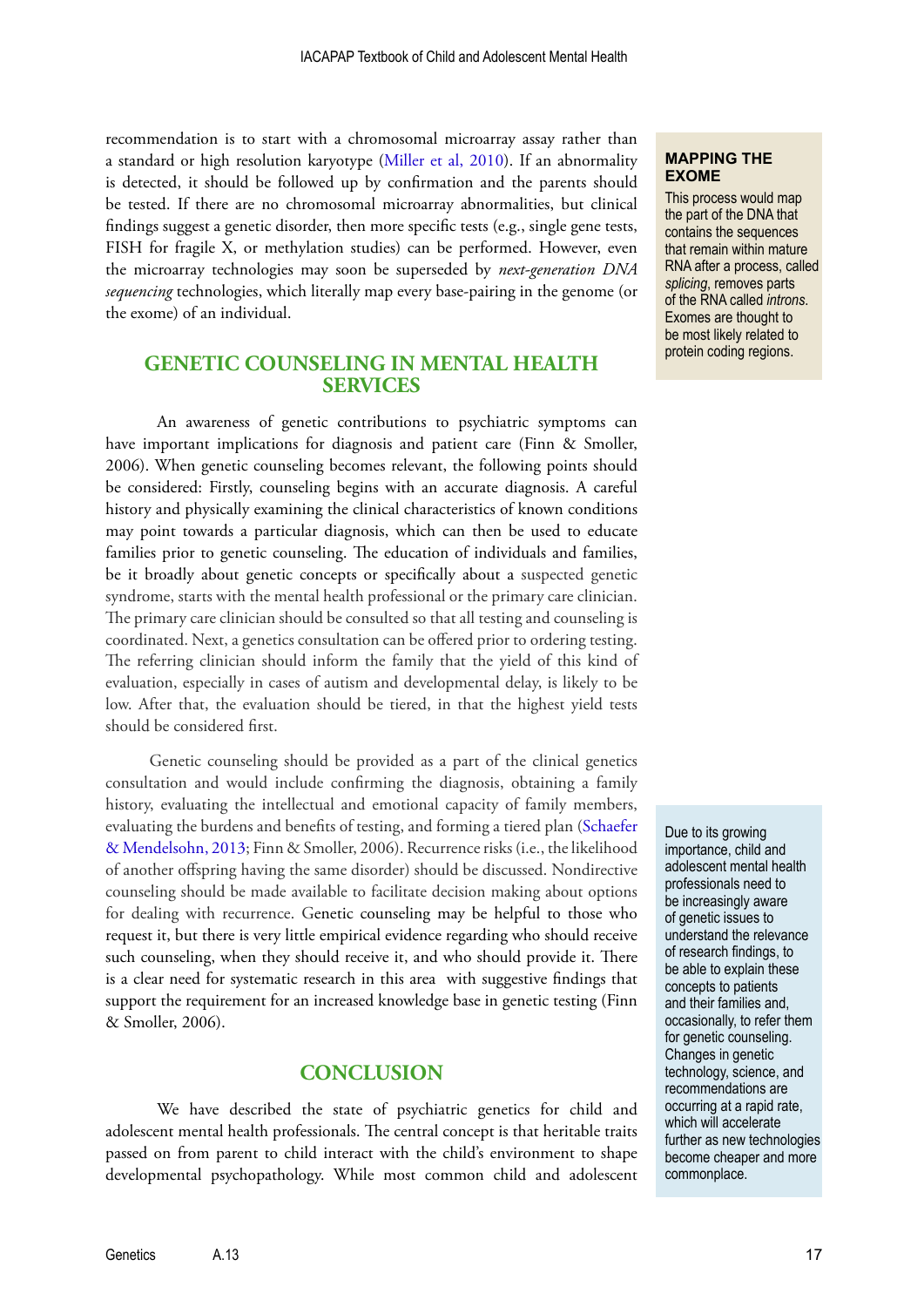recommendation is to start with a chromosomal microarray assay rather than a standard or high resolution karyotype (Miller et al, 2010). If an abnormality is detected, it should be followed up by confirmation and the parents should be tested. If there are no chromosomal microarray abnormalities, but clinical findings suggest a genetic disorder, then more specific tests (e.g., single gene tests, FISH for fragile X, or methylation studies) can be performed. However, even the microarray technologies may soon be superseded by *next-generation DNA sequencing* technologies, which literally map every base-pairing in the genome (or the exome) of an individual.

**MAPPING THE EXOME**

This process would map the part of the DNA that contains the sequences that remain within mature RNA after a process, called *splicing*, removes parts of the RNA called *introns*. Exomes are thought to be most likely related to protein coding regions.

## GENETIC COUNSELING IN MENTAL HEALTH SERVICES

An awareness of genetic contributions to psychiatric symptoms can have important implications for diagnosis and patient care (Finn & Smoller, 2006). When genetic counseling becomes relevant, the following points should be considered: Firstly, counseling begins with an accurate diagnosis. A careful history and physically examining the clinical characteristics of known conditions may point towards a particular diagnosis, which can then be used to educate families prior to genetic counseling. The education of individuals and families, be it broadly about genetic concepts or specifically about a suspected genetic syndrome, starts with the mental health professional or the primary care clinician. The primary care clinician should be consulted so that all testing and counseling is coordinated. Next, a genetics consultation can be offered prior to ordering testing. The referring clinician should inform the family that the yield of this kind of evaluation, especially in cases of autism and developmental delay, is likely to be low. After that, the evaluation should be tiered, in that the highest yield tests should be considered first.

Genetic counseling should be provided as a part of the clinical genetics consultation and would include confirming the diagnosis, obtaining a family history, evaluating the intellectual and emotional capacity of family members, evaluating the burdens and benefits of testing, and forming a tiered plan (Schaefer & Mendelsohn, 2013; Finn & Smoller, 2006). Recurrence risks (i.e., the likelihood of another offspring having the same disorder) should be discussed. Nondirective counseling should be made available to facilitate decision making about options for dealing with recurrence. Genetic counseling may be helpful to those who request it, but there is very little empirical evidence regarding who should receive such counseling, when they should receive it, and who should provide it. There is a clear need for systematic research in this area with suggestive findings that support the requirement for an increased knowledge base in genetic testing (Finn & Smoller, 2006).

Due to its growing importance, child and adolescent mental health professionals need to be increasingly aware of genetic issues to understand the relevance of research findings, to be able to explain these concepts to patients and their families and, occasionally, to refer them for genetic counseling. Changes in genetic technology, science, and recommendations are occurring at a rapid rate, which will accelerate further as new technologies become cheaper and more commonplace.

## CONCLUSION

We have described the state of psychiatric genetics for child and adolescent mental health professionals. The central concept is that heritable traits passed on from parent to child interact with the child's environment to shape developmental psychopathology. While most common child and adolescent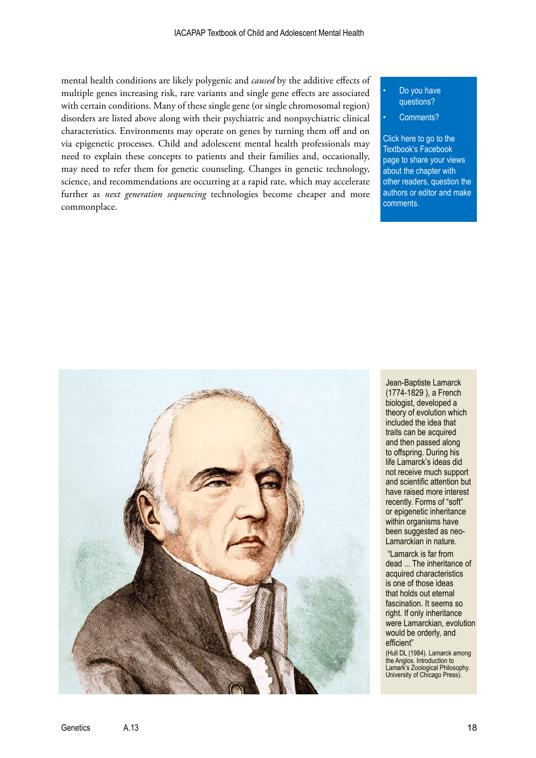mental health conditions are likely polygenic and *caused* by the additive effects of multiple genes increasing risk, rare variants and single gene effects are associated with certain conditions. Many of these single gene (or single chromosomal region) disorders are listed above along with their psychiatric and nonpsychiatric clinical characteristics. Environments may operate on genes by turning them off and on via epigenetic processes. Child and adolescent mental health professionals may need to explain these concepts to patients and their families and, occasionally, may need to refer them for genetic counseling. Changes in genetic technology, science, and recommendations are occurring at a rapid rate, which may accelerate further as *next generation sequencing* technologies become cheaper and more commonplace.

- Do you have questions?
- Comments?

Click here to go to the Textbook's Facebook page to share your views about the chapter with other readers, question the authors or editor and make comments.

Jean-Baptiste Lamarck (1774-1829 ), a French biologist, developed a theory of evolution which included the idea that traits can be acquired and then passed along to offspring. During his life Lamarck's ideas did not receive much support and scientific attention but have raised more interest recently. Forms of "soft" or epigenetic inheritance within organisms have been suggested as neo-Lamarckian in nature.

"Lamarck is far from dead ... The inheritance of acquired characteristics is one of those ideas that holds out eternal fascination. It seems so right. If only inheritance were Lamarckian, evolution would be orderly, and efficient"

(Hull DL (1984). Lamarck among the Anglos. Introduction to Lamarck's Zoological Philosophy. University of Chicago Press).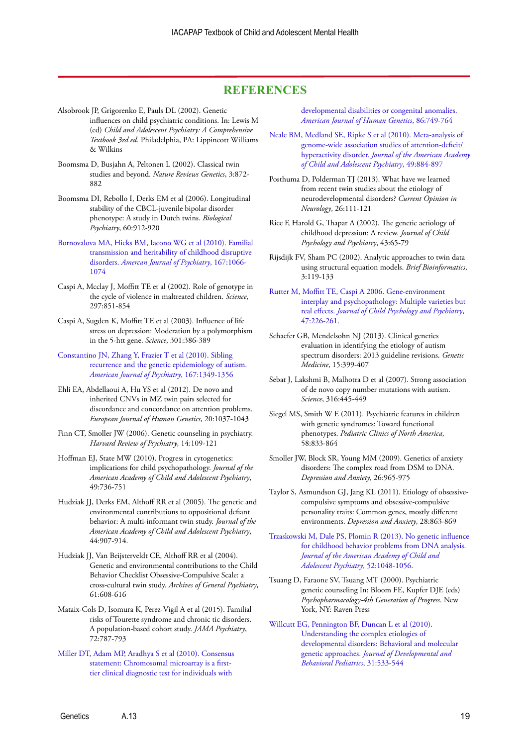## REFERENCES

Alsobrook JP, Grigorenko E, Pauls DL (2002). Genetic influences on child psychiatric conditions. In: Lewis M (ed) *Child and Adolescent Psychiatry: A Comprehensive Textbook 3rd ed.* Philadelphia, PA: Lippincott Williams & Wilkins

Boomsma D, Busjahn A, Peltonen L (2002). Classical twin studies and beyond. *Nature Reviews Genetics*, 3:872-882

Boomsma DI, Rebollo I, Derks EM et al (2006). Longitudinal stability of the CBCL-juvenile bipolar disorder phenotype: A study in Dutch twins. *Biological Psychiatry*, 60:912-920

Bornovalova MA, Hicks BM, Iacono WG et al (2010). Familial transmission and heritability of childhood disruptive disorders. *Amercan Journal of Psychiatry*, 167:1066-1074

Caspi A, Mcclay J, Moffitt TE et al (2002). Role of genotype in the cycle of violence in maltreated children. *Science*, 297:851-854

Caspi A, Sugden K, Moffitt TE et al (2003). Influence of life stress on depression: Moderation by a polymorphism in the 5-htt gene. *Science*, 301:386-389

Constantino JN, Zhang Y, Frazier T et al (2010). Sibling recurrence and the genetic epidemiology of autism. *American Journal of Psychiatry*, 167:1349-1356

Ehli EA, Abdellaoui A, Hu YS et al (2012). De novo and inherited CNVs in MZ twin pairs selected for discordance and concordance on attention problems. *European Journal of Human Genetics*, 20:1037-1043

Finn CT, Smoller JW (2006). Genetic counseling in psychiatry. *Harvard Review of Psychiatry*, 14:109-121

Hoffman EJ, State MW (2010). Progress in cytogenetics: implications for child psychopathology. *Journal of the American Academy of Child and Adolescent Psychiatry*, 49:736-751

Hudziak JJ, Derks EM, Althoff RR et al (2005). The genetic and environmental contributions to oppositional defiant behavior: A multi-informant twin study. *Journal of the American Academy of Child and Adolescent Psychiatry*, 44:907-914.

Hudziak JJ, Van Beijsterveldt CE, Althoff RR et al (2004). Genetic and environmental contributions to the Child Behavior Checklist Obsessive-Compulsive Scale: a cross-cultural twin study. *Archives of General Psychiatry*, 61:608-616

Mataix-Cols D, Isomura K, Perez-Vigil A et al (2015). Familial risks of Tourette syndrome and chronic tic disorders. A population-based cohort study. *JAMA Psychiatry*, 72:787-793

Miller DT, Adam MP, Aradhya S et al (2010). Consensus statement: Chromosomal microarray is a first-tier clinical diagnostic test for individuals with developmental disabilities or congenital anomalies. *American Journal of Human Genetics*, 86:749-764

Neale BM, Medland SE, Ripke S et al (2010). Meta-analysis of genome-wide association studies of attention-deficit/hyperactivity disorder. *Journal of the American Academy of Child and Adolescent Psychiatry*, 49:884-897

Posthuma D, Polderman TJ (2013). What have we learned from recent twin studies about the etiology of neurodevelopmental disorders? *Current Opinion in Neurology*, 26:111-121

Rice F, Harold G, Thapar A (2002). The genetic aetiology of childhood depression: A review. *Journal of Child Psychology and Psychiatry*, 43:65-79

Rijsdijk FV, Sham PC (2002). Analytic approaches to twin data using structural equation models. *Brief Bioinformatics*, 3:119-133

Rutter M, Moffitt TE, Caspi A 2006. Gene-environment interplay and psychopathology: Multiple varieties but real effects. *Journal of Child Psychology and Psychiatry*, 47:226-261.

Schaefer GB, Mendelsohn NJ (2013). Clinical genetics evaluation in identifying the etiology of autism spectrum disorders: 2013 guideline revisions. *Genetic Medicine*, 15:399-407

Sebat J, Lakshmi B, Malhotra D et al (2007). Strong association of de novo copy number mutations with autism. *Science*, 316:445-449

Siegel MS, Smith W E (2011). Psychiatric features in children with genetic syndromes: Toward functional phenotypes. *Pediatric Clinics of North America*, 58:833-864

Smoller JW, Block SR, Young MM (2009). Genetics of anxiety disorders: The complex road from DSM to DNA. *Depression and Anxiety*, 26:965-975

Taylor S, Asmundson GJ, Jang KL (2011). Etiology of obsessive-compulsive symptoms and obsessive-compulsive personality traits: Common genes, mostly different environments. *Depression and Anxiety*, 28:863-869

Trzaskowski M, Dale PS, Plomin R (2013). No genetic influence for childhood behavior problems from DNA analysis. *Journal of the American Academy of Child and Adolescent Psychiatry*, 52:1048-1056.

Tsuang D, Faraone SV, Tsuang MT (2000). Psychiatric genetic counseling In: Bloom FE, Kupfer DJE (eds) *Psychopharmacology-4th Generation of Progress*. New York, NY: Raven Press

Willcutt EG, Pennington BF, Duncan L et al (2010). Understanding the complex etiologies of developmental disorders: Behavioral and molecular genetic approaches. *Journal of Developmental and Behavioral Pediatrics*, 31:533-544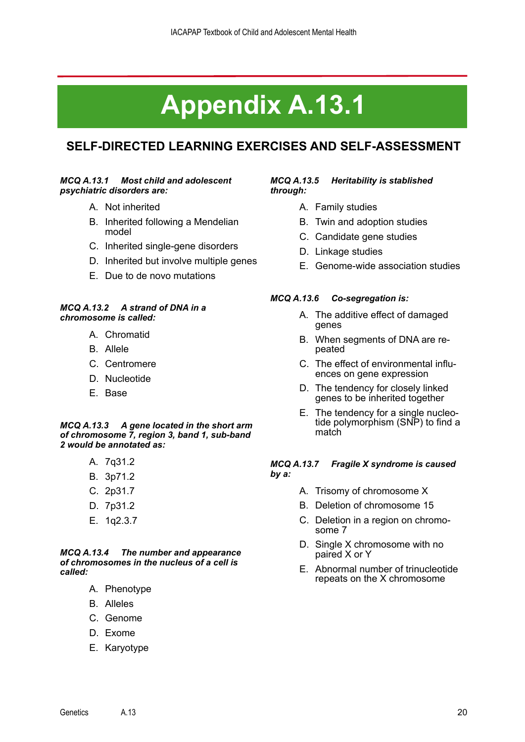# Appendix A.13.1

## SELF-DIRECTED LEARNING EXERCISES AND SELF-ASSESSMENT

***MCQ A.13.1 Most child and adolescent psychiatric disorders are:***

A. Not inherited
B. Inherited following a Mendelian model
C. Inherited single-gene disorders
D. Inherited but involve multiple genes
E. Due to de novo mutations

***MCQ A.13.2 A strand of DNA in a chromosome is called:***

A. Chromatid
B. Allele
C. Centromere
D. Nucleotide
E. Base

***MCQ A.13.3 A gene located in the short arm of chromosome 7, region 3, band 1, sub-band 2 would be annotated as:***

A. 7q31.2
B. 3p71.2
C. 2p31.7
D. 7p31.2
E. 1q2.3.7

***MCQ A.13.4 The number and appearance of chromosomes in the nucleus of a cell is called:***

A. Phenotype
B. Alleles
C. Genome
D. Exome
E. Karyotype

***MCQ A.13.5 Heritability is stablished through:***

A. Family studies
B. Twin and adoption studies
C. Candidate gene studies
D. Linkage studies
E. Genome-wide association studies

***MCQ A.13.6 Co-segregation is:***

A. The additive effect of damaged genes
B. When segments of DNA are repeated
C. The effect of environmental influences on gene expression
D. The tendency for closely linked genes to be inherited together
E. The tendency for a single nucleotide polymorphism (SNP) to find a match

***MCQ A.13.7 Fragile X syndrome is caused by a:***

A. Trisomy of chromosome X
B. Deletion of chromosome 15
C. Deletion in a region on chromosome 7
D. Single X chromosome with no paired X or Y
E. Abnormal number of trinucleotide repeats on the X chromosome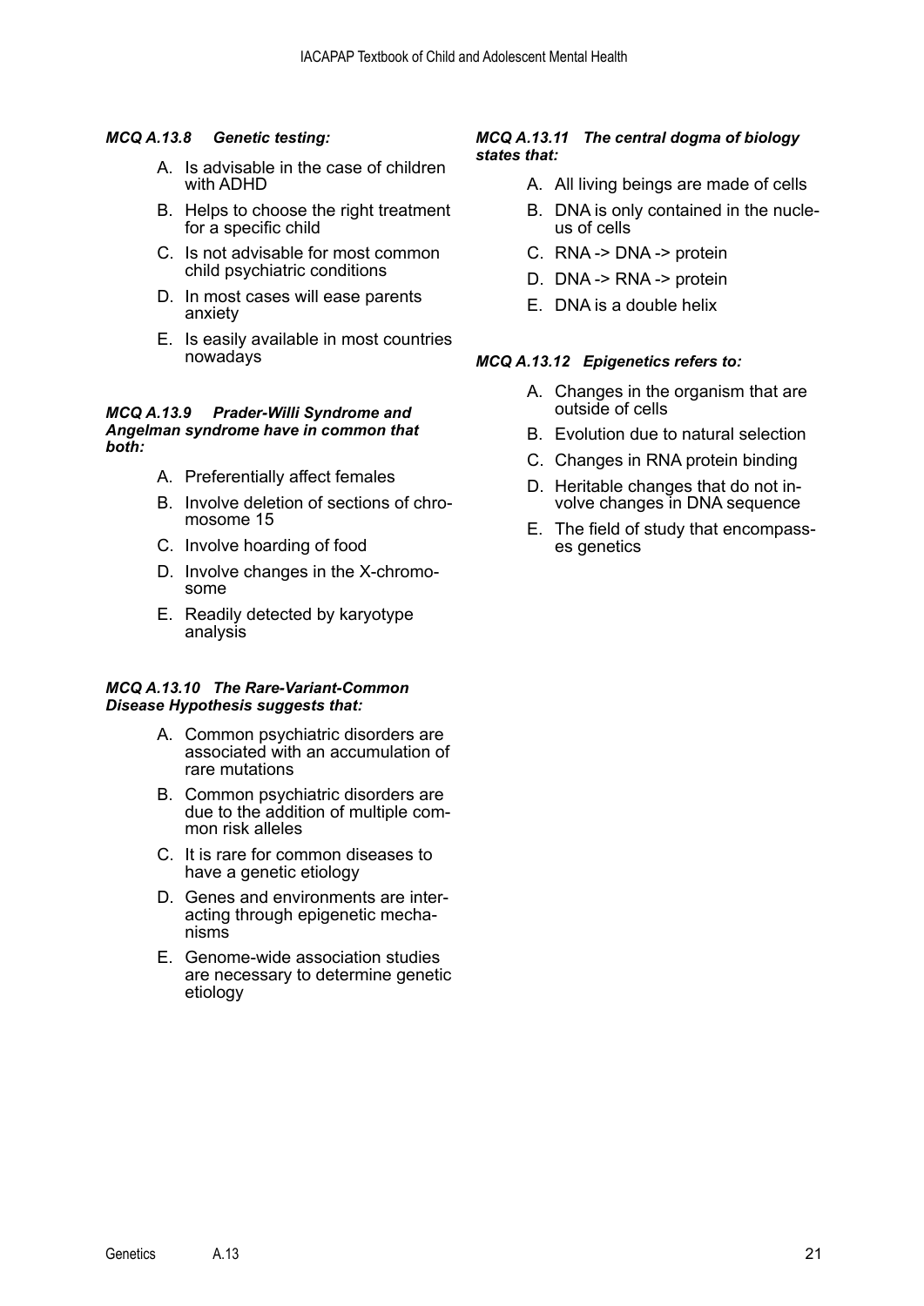***MCQ A.13.8 Genetic testing:***

A. Is advisable in the case of children with ADHD

B. Helps to choose the right treatment for a specific child

C. Is not advisable for most common child psychiatric conditions

D. In most cases will ease parents anxiety

E. Is easily available in most countries nowadays

***MCQ A.13.9 Prader-Willi Syndrome and Angelman syndrome have in common that both:***

A. Preferentially affect females

B. Involve deletion of sections of chromosome 15

C. Involve hoarding of food

D. Involve changes in the X-chromosome

E. Readily detected by karyotype analysis

***MCQ A.13.10 The Rare-Variant-Common Disease Hypothesis suggests that:***

A. Common psychiatric disorders are associated with an accumulation of rare mutations

B. Common psychiatric disorders are due to the addition of multiple common risk alleles

C. It is rare for common diseases to have a genetic etiology

D. Genes and environments are interacting through epigenetic mechanisms

E. Genome-wide association studies are necessary to determine genetic etiology

***MCQ A.13.11 The central dogma of biology states that:***

A. All living beings are made of cells

B. DNA is only contained in the nucleus of cells

C. RNA -> DNA -> protein

D. DNA -> RNA -> protein

E. DNA is a double helix

***MCQ A.13.12 Epigenetics refers to:***

A. Changes in the organism that are outside of cells

B. Evolution due to natural selection

C. Changes in RNA protein binding

D. Heritable changes that do not involve changes in DNA sequence

E. The field of study that encompasses genetics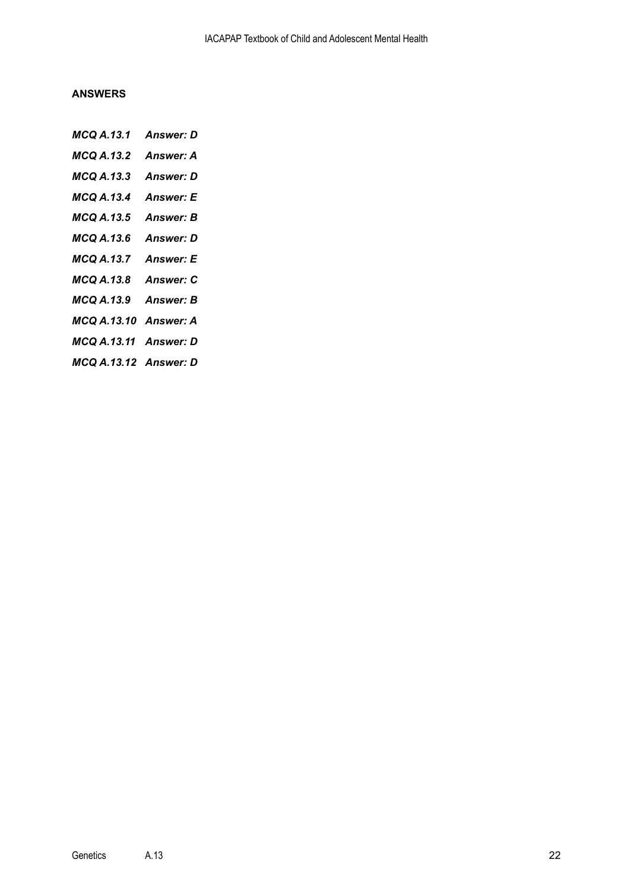**ANSWERS**

***MCQ A.13.1 Answer: D***

***MCQ A.13.2 Answer: A***

***MCQ A.13.3 Answer: D***

***MCQ A.13.4 Answer: E***

***MCQ A.13.5 Answer: B***

***MCQ A.13.6 Answer: D***

***MCQ A.13.7 Answer: E***

***MCQ A.13.8 Answer: C***

***MCQ A.13.9 Answer: B***

***MCQ A.13.10 Answer: A***

***MCQ A.13.11 Answer: D***

***MCQ A.13.12 Answer: D***